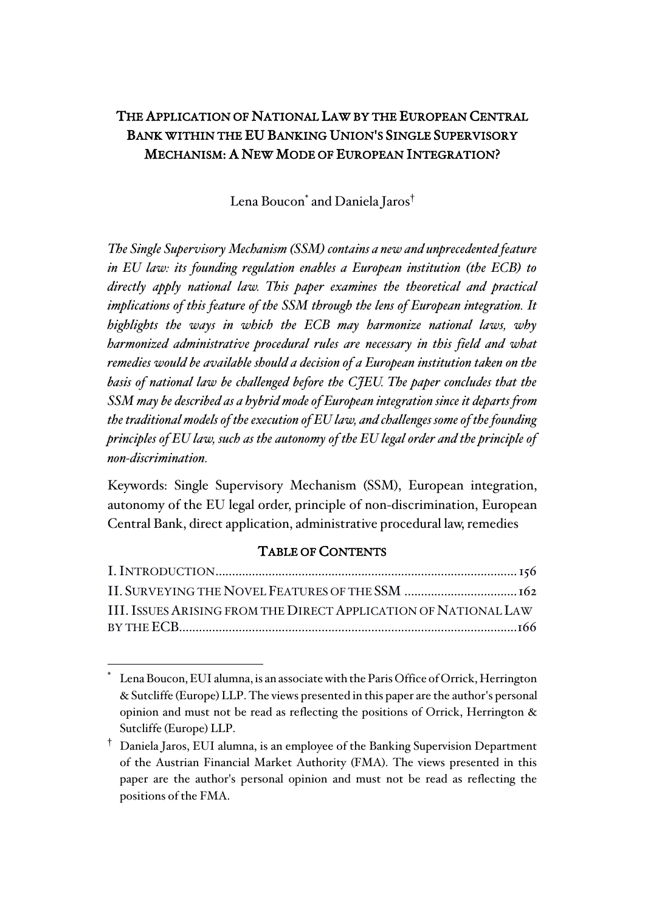# The Application of National Law by the European Central Bank within the EU Banking Union's Single Supervisory Mechanism: A New Mode of European Integration?

Lena Boucon[*] and Daniela Jaros[†]

*The Single Supervisory Mechanism (SSM) contains a new and unprecedented feature in EU law: its founding regulation enables a European institution (the ECB) to directly apply national law. This paper examines the theoretical and practical implications of this feature of the SSM through the lens of European integration. It highlights the ways in which the ECB may harmonize national laws, why harmonized administrative procedural rules are necessary in this field and what remedies would be available should a decision of a European institution taken on the basis of national law be challenged before the CJEU. The paper concludes that the SSM may be described as a hybrid mode of European integration since it departs from the traditional models of the execution of EU law, and challenges some of the founding principles of EU law, such as the autonomy of the EU legal order and the principle of non-discrimination.*

Keywords: Single Supervisory Mechanism (SSM), European integration, autonomy of the EU legal order, principle of non-discrimination, European Central Bank, direct application, administrative procedural law, remedies

## Table of Contents

I. Introduction .......... 156
II. Surveying the Novel Features of the SSM .......... 162
III. Issues Arising from the Direct Application of National Law by the ECB .......... 166

---

[*] Lena Boucon, EUI alumna, is an associate with the Paris Office of Orrick, Herrington & Sutcliffe (Europe) LLP. The views presented in this paper are the author's personal opinion and must not be read as reflecting the positions of Orrick, Herrington & Sutcliffe (Europe) LLP.

[†] Daniela Jaros, EUI alumna, is an employee of the Banking Supervision Department of the Austrian Financial Market Authority (FMA). The views presented in this paper are the author's personal opinion and must not be read as reflecting the positions of the FMA.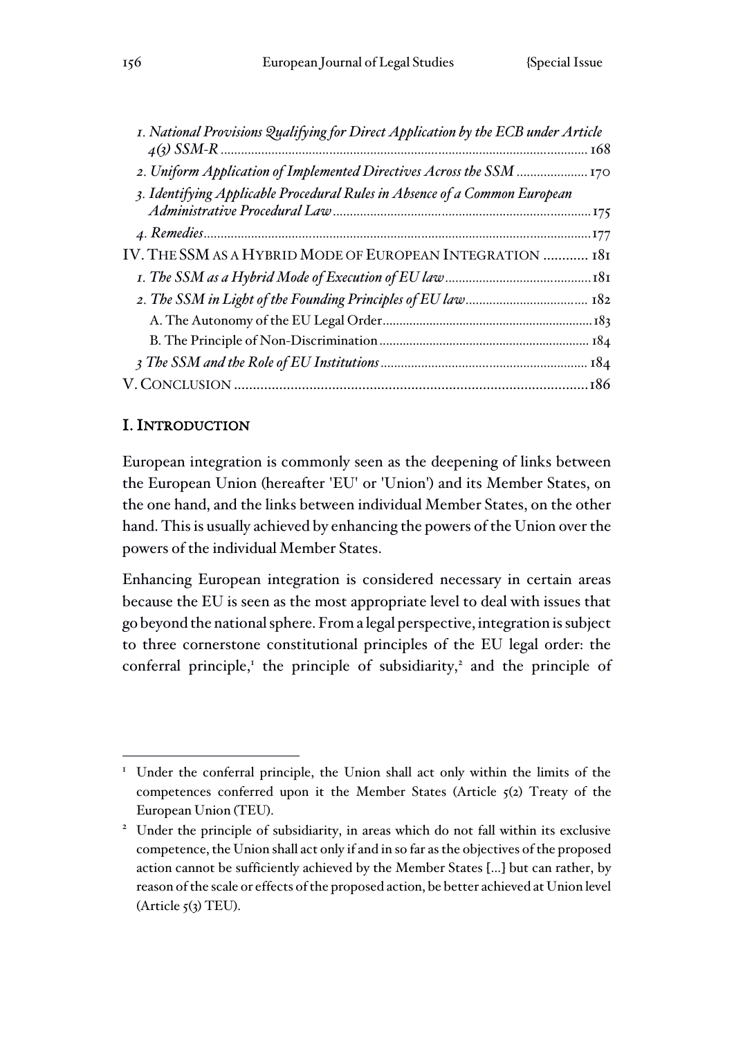*1. National Provisions Qualifying for Direct Application by the ECB under Article 4(3) SSM-R* ........................................................................................................... 168

*2. Uniform Application of Implemented Directives Across the SSM* ..................... 170

*3. Identifying Applicable Procedural Rules in Absence of a Common European Administrative Procedural Law* ............................................................................ 175

*4. Remedies* ................................................................................................................ 177

IV. THE SSM AS A HYBRID MODE OF EUROPEAN INTEGRATION ............ 181

*1. The SSM as a Hybrid Mode of Execution of EU law* ........................................... 181

*2. The SSM in Light of the Founding Principles of EU law* .................................... 182

A. The Autonomy of the EU Legal Order .............................................................. 183

B. The Principle of Non-Discrimination .............................................................. 184

*3 The SSM and the Role of EU Institutions* ............................................................ 184

V. CONCLUSION ............................................................................................. 186

## I. INTRODUCTION

European integration is commonly seen as the deepening of links between the European Union (hereafter 'EU' or 'Union') and its Member States, on the one hand, and the links between individual Member States, on the other hand. This is usually achieved by enhancing the powers of the Union over the powers of the individual Member States.

Enhancing European integration is considered necessary in certain areas because the EU is seen as the most appropriate level to deal with issues that go beyond the national sphere. From a legal perspective, integration is subject to three cornerstone constitutional principles of the EU legal order: the conferral principle,[1] the principle of subsidiarity,[2] and the principle of

---

[1] Under the conferral principle, the Union shall act only within the limits of the competences conferred upon it the Member States (Article 5(2) Treaty of the European Union (TEU).

[2] Under the principle of subsidiarity, in areas which do not fall within its exclusive competence, the Union shall act only if and in so far as the objectives of the proposed action cannot be sufficiently achieved by the Member States [...] but can rather, by reason of the scale or effects of the proposed action, be better achieved at Union level (Article 5(3) TEU).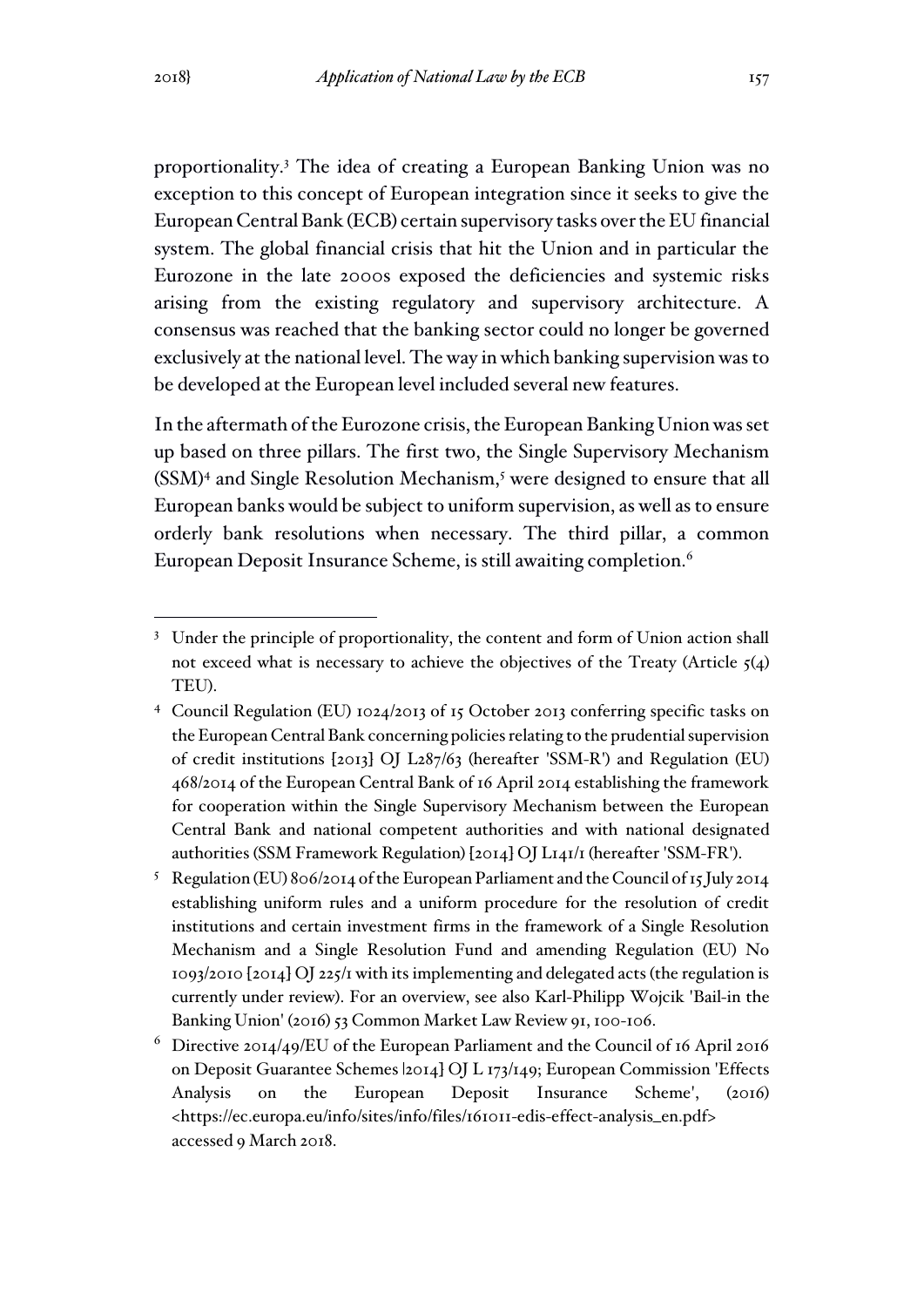proportionality.[3] The idea of creating a European Banking Union was no exception to this concept of European integration since it seeks to give the European Central Bank (ECB) certain supervisory tasks over the EU financial system. The global financial crisis that hit the Union and in particular the Eurozone in the late 2000s exposed the deficiencies and systemic risks arising from the existing regulatory and supervisory architecture. A consensus was reached that the banking sector could no longer be governed exclusively at the national level. The way in which banking supervision was to be developed at the European level included several new features.

In the aftermath of the Eurozone crisis, the European Banking Union was set up based on three pillars. The first two, the Single Supervisory Mechanism (SSM)[4] and Single Resolution Mechanism,[5] were designed to ensure that all European banks would be subject to uniform supervision, as well as to ensure orderly bank resolutions when necessary. The third pillar, a common European Deposit Insurance Scheme, is still awaiting completion.[6]

---

[3] Under the principle of proportionality, the content and form of Union action shall not exceed what is necessary to achieve the objectives of the Treaty (Article 5(4) TEU).

[4] Council Regulation (EU) 1024/2013 of 15 October 2013 conferring specific tasks on the European Central Bank concerning policies relating to the prudential supervision of credit institutions [2013] OJ L287/63 (hereafter 'SSM-R') and Regulation (EU) 468/2014 of the European Central Bank of 16 April 2014 establishing the framework for cooperation within the Single Supervisory Mechanism between the European Central Bank and national competent authorities and with national designated authorities (SSM Framework Regulation) [2014] OJ L141/1 (hereafter 'SSM-FR').

[5] Regulation (EU) 806/2014 of the European Parliament and the Council of 15 July 2014 establishing uniform rules and a uniform procedure for the resolution of credit institutions and certain investment firms in the framework of a Single Resolution Mechanism and a Single Resolution Fund and amending Regulation (EU) No 1093/2010 [2014] OJ 225/1 with its implementing and delegated acts (the regulation is currently under review). For an overview, see also Karl-Philipp Wojcik 'Bail-in the Banking Union' (2016) 53 Common Market Law Review 91, 100-106.

[6] Directive 2014/49/EU of the European Parliament and the Council of 16 April 2016 on Deposit Guarantee Schemes [2014] OJ L 173/149; European Commission 'Effects Analysis on the European Deposit Insurance Scheme', (2016) <https://ec.europa.eu/info/sites/info/files/161011-edis-effect-analysis_en.pdf> accessed 9 March 2018.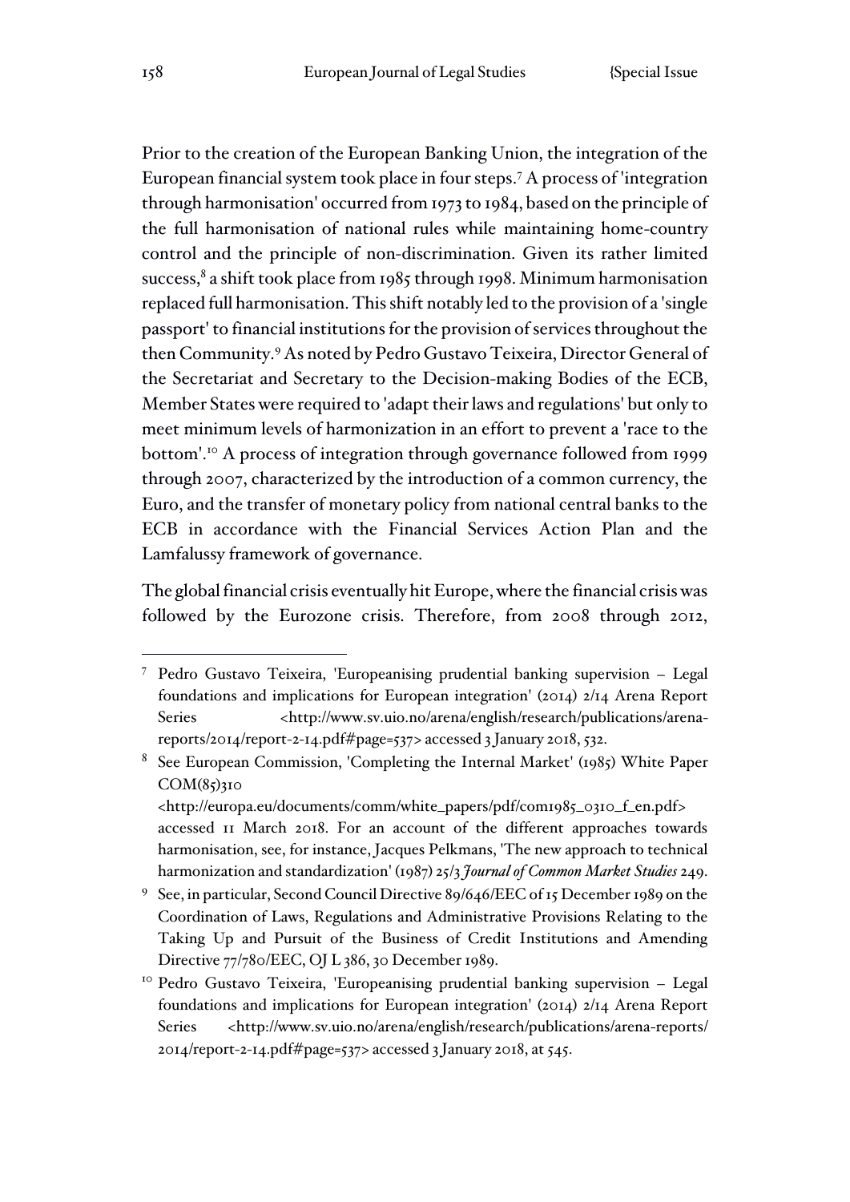Prior to the creation of the European Banking Union, the integration of the European financial system took place in four steps.[7] A process of 'integration through harmonisation' occurred from 1973 to 1984, based on the principle of the full harmonisation of national rules while maintaining home-country control and the principle of non-discrimination. Given its rather limited success,[8] a shift took place from 1985 through 1998. Minimum harmonisation replaced full harmonisation. This shift notably led to the provision of a 'single passport' to financial institutions for the provision of services throughout the then Community.[9] As noted by Pedro Gustavo Teixeira, Director General of the Secretariat and Secretary to the Decision-making Bodies of the ECB, Member States were required to 'adapt their laws and regulations' but only to meet minimum levels of harmonization in an effort to prevent a 'race to the bottom'.[10] A process of integration through governance followed from 1999 through 2007, characterized by the introduction of a common currency, the Euro, and the transfer of monetary policy from national central banks to the ECB in accordance with the Financial Services Action Plan and the Lamfalussy framework of governance.

The global financial crisis eventually hit Europe, where the financial crisis was followed by the Eurozone crisis. Therefore, from 2008 through 2012,

---

[7] Pedro Gustavo Teixeira, 'Europeanising prudential banking supervision – Legal foundations and implications for European integration' (2014) 2/14 Arena Report Series <http://www.sv.uio.no/arena/english/research/publications/arena-reports/2014/report-2-14.pdf#page=537> accessed 3 January 2018, 532.

[8] See European Commission, 'Completing the Internal Market' (1985) White Paper COM(85)310 <http://europa.eu/documents/comm/white_papers/pdf/com1985_0310_f_en.pdf> accessed 11 March 2018. For an account of the different approaches towards harmonisation, see, for instance, Jacques Pelkmans, 'The new approach to technical harmonization and standardization' (1987) 25/3 *Journal of Common Market Studies* 249.

[9] See, in particular, Second Council Directive 89/646/EEC of 15 December 1989 on the Coordination of Laws, Regulations and Administrative Provisions Relating to the Taking Up and Pursuit of the Business of Credit Institutions and Amending Directive 77/780/EEC, OJ L 386, 30 December 1989.

[10] Pedro Gustavo Teixeira, 'Europeanising prudential banking supervision – Legal foundations and implications for European integration' (2014) 2/14 Arena Report Series <http://www.sv.uio.no/arena/english/research/publications/arena-reports/2014/report-2-14.pdf#page=537> accessed 3 January 2018, at 545.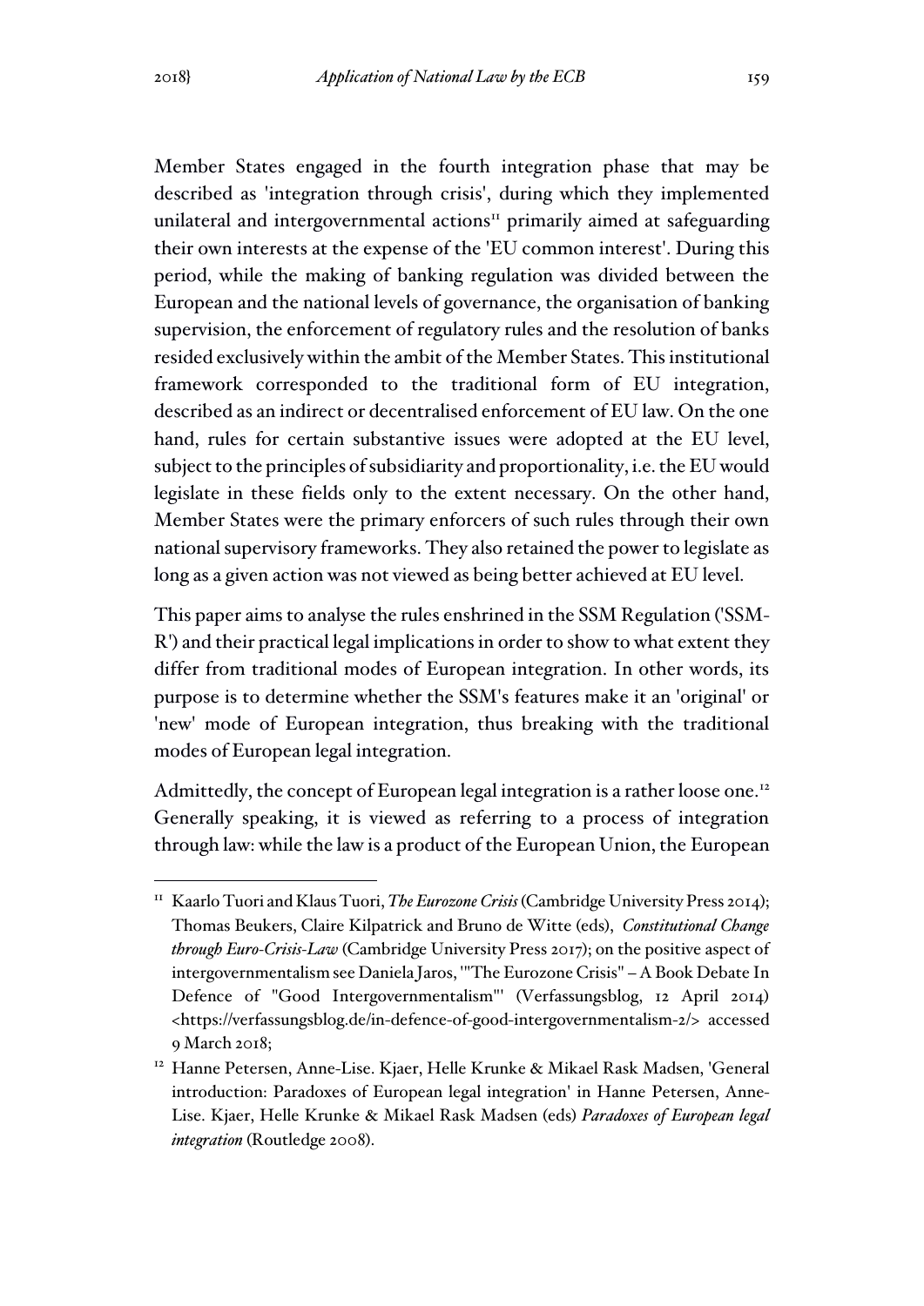Member States engaged in the fourth integration phase that may be described as 'integration through crisis', during which they implemented unilateral and intergovernmental actions[11] primarily aimed at safeguarding their own interests at the expense of the 'EU common interest'. During this period, while the making of banking regulation was divided between the European and the national levels of governance, the organisation of banking supervision, the enforcement of regulatory rules and the resolution of banks resided exclusively within the ambit of the Member States. This institutional framework corresponded to the traditional form of EU integration, described as an indirect or decentralised enforcement of EU law. On the one hand, rules for certain substantive issues were adopted at the EU level, subject to the principles of subsidiarity and proportionality, i.e. the EU would legislate in these fields only to the extent necessary. On the other hand, Member States were the primary enforcers of such rules through their own national supervisory frameworks. They also retained the power to legislate as long as a given action was not viewed as being better achieved at EU level.

This paper aims to analyse the rules enshrined in the SSM Regulation ('SSM-R') and their practical legal implications in order to show to what extent they differ from traditional modes of European integration. In other words, its purpose is to determine whether the SSM's features make it an 'original' or 'new' mode of European integration, thus breaking with the traditional modes of European legal integration.

Admittedly, the concept of European legal integration is a rather loose one.[12] Generally speaking, it is viewed as referring to a process of integration through law: while the law is a product of the European Union, the European

---

[11] Kaarlo Tuori and Klaus Tuori, *The Eurozone Crisis* (Cambridge University Press 2014); Thomas Beukers, Claire Kilpatrick and Bruno de Witte (eds), *Constitutional Change through Euro-Crisis-Law* (Cambridge University Press 2017); on the positive aspect of intergovernmentalism see Daniela Jaros, '"The Eurozone Crisis" – A Book Debate In Defence of "Good Intergovernmentalism"' (Verfassungsblog, 12 April 2014) <https://verfassungsblog.de/in-defence-of-good-intergovernmentalism-2/> accessed 9 March 2018;

[12] Hanne Petersen, Anne-Lise. Kjaer, Helle Krunke & Mikael Rask Madsen, 'General introduction: Paradoxes of European legal integration' in Hanne Petersen, Anne-Lise. Kjaer, Helle Krunke & Mikael Rask Madsen (eds) *Paradoxes of European legal integration* (Routledge 2008).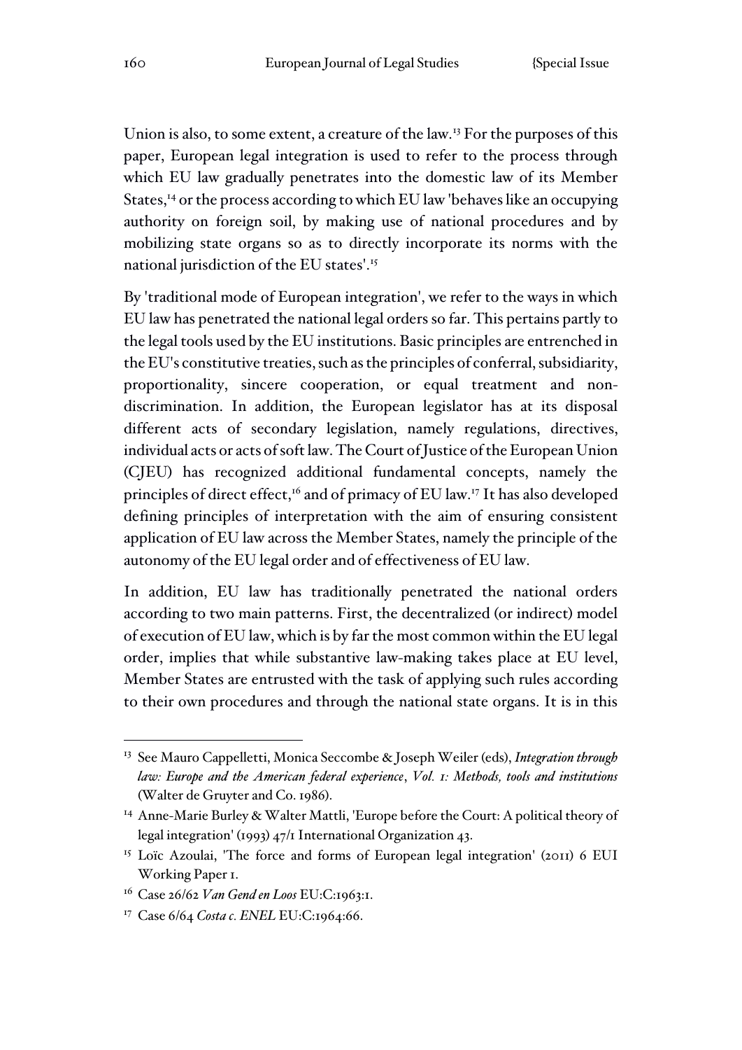Union is also, to some extent, a creature of the law.[13] For the purposes of this paper, European legal integration is used to refer to the process through which EU law gradually penetrates into the domestic law of its Member States,[14] or the process according to which EU law 'behaves like an occupying authority on foreign soil, by making use of national procedures and by mobilizing state organs so as to directly incorporate its norms with the national jurisdiction of the EU states'.[15]

By 'traditional mode of European integration', we refer to the ways in which EU law has penetrated the national legal orders so far. This pertains partly to the legal tools used by the EU institutions. Basic principles are entrenched in the EU's constitutive treaties, such as the principles of conferral, subsidiarity, proportionality, sincere cooperation, or equal treatment and non-discrimination. In addition, the European legislator has at its disposal different acts of secondary legislation, namely regulations, directives, individual acts or acts of soft law. The Court of Justice of the European Union (CJEU) has recognized additional fundamental concepts, namely the principles of direct effect,[16] and of primacy of EU law.[17] It has also developed defining principles of interpretation with the aim of ensuring consistent application of EU law across the Member States, namely the principle of the autonomy of the EU legal order and of effectiveness of EU law.

In addition, EU law has traditionally penetrated the national orders according to two main patterns. First, the decentralized (or indirect) model of execution of EU law, which is by far the most common within the EU legal order, implies that while substantive law-making takes place at EU level, Member States are entrusted with the task of applying such rules according to their own procedures and through the national state organs. It is in this

---

[13] See Mauro Cappelletti, Monica Seccombe & Joseph Weiler (eds), *Integration through law: Europe and the American federal experience*, *Vol. 1: Methods, tools and institutions* (Walter de Gruyter and Co. 1986).

[14] Anne-Marie Burley & Walter Mattli, 'Europe before the Court: A political theory of legal integration' (1993) 47/1 International Organization 43.

[15] Loïc Azoulai, 'The force and forms of European legal integration' (2011) 6 EUI Working Paper 1.

[16] Case 26/62 *Van Gend en Loos* EU:C:1963:1.

[17] Case 6/64 *Costa c. ENEL* EU:C:1964:66.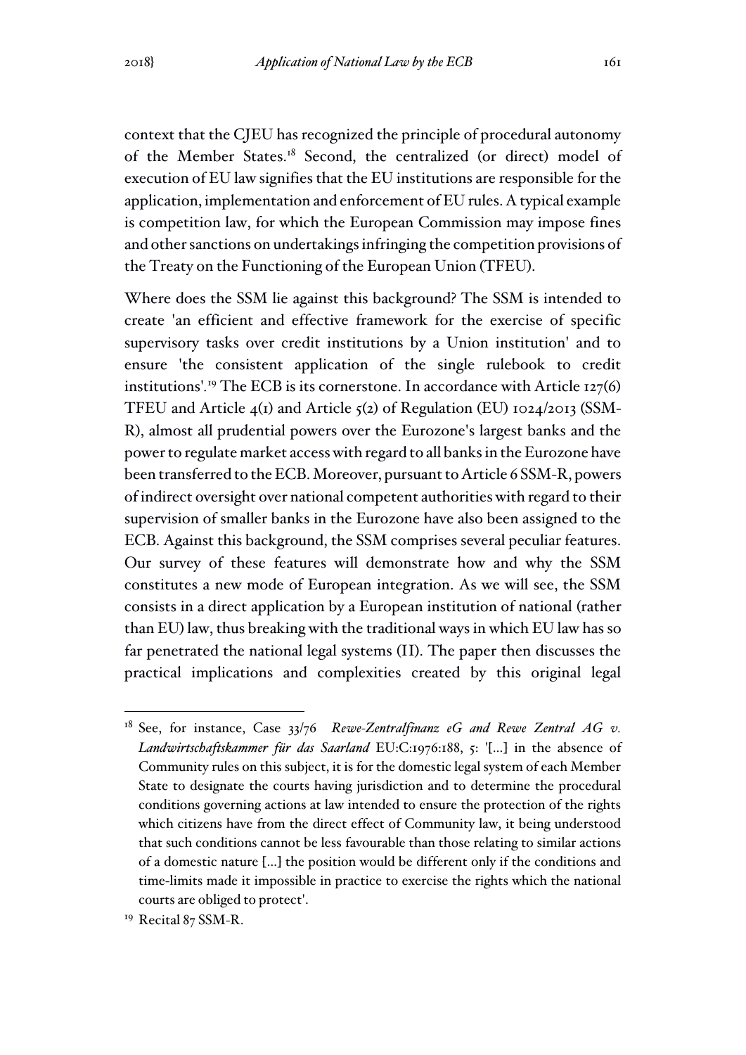context that the CJEU has recognized the principle of procedural autonomy of the Member States.[18] Second, the centralized (or direct) model of execution of EU law signifies that the EU institutions are responsible for the application, implementation and enforcement of EU rules. A typical example is competition law, for which the European Commission may impose fines and other sanctions on undertakings infringing the competition provisions of the Treaty on the Functioning of the European Union (TFEU).

Where does the SSM lie against this background? The SSM is intended to create 'an efficient and effective framework for the exercise of specific supervisory tasks over credit institutions by a Union institution' and to ensure 'the consistent application of the single rulebook to credit institutions'.[19] The ECB is its cornerstone. In accordance with Article 127(6) TFEU and Article 4(1) and Article 5(2) of Regulation (EU) 1024/2013 (SSM-R), almost all prudential powers over the Eurozone's largest banks and the power to regulate market access with regard to all banks in the Eurozone have been transferred to the ECB. Moreover, pursuant to Article 6 SSM-R, powers of indirect oversight over national competent authorities with regard to their supervision of smaller banks in the Eurozone have also been assigned to the ECB. Against this background, the SSM comprises several peculiar features. Our survey of these features will demonstrate how and why the SSM constitutes a new mode of European integration. As we will see, the SSM consists in a direct application by a European institution of national (rather than EU) law, thus breaking with the traditional ways in which EU law has so far penetrated the national legal systems (II). The paper then discusses the practical implications and complexities created by this original legal

---

[18] See, for instance, Case 33/76 *Rewe-Zentralfinanz eG and Rewe Zentral AG v. Landwirtschaftskammer für das Saarland* EU:C:1976:188, 5: '[...] in the absence of Community rules on this subject, it is for the domestic legal system of each Member State to designate the courts having jurisdiction and to determine the procedural conditions governing actions at law intended to ensure the protection of the rights which citizens have from the direct effect of Community law, it being understood that such conditions cannot be less favourable than those relating to similar actions of a domestic nature [...] the position would be different only if the conditions and time-limits made it impossible in practice to exercise the rights which the national courts are obliged to protect'.

[19] Recital 87 SSM-R.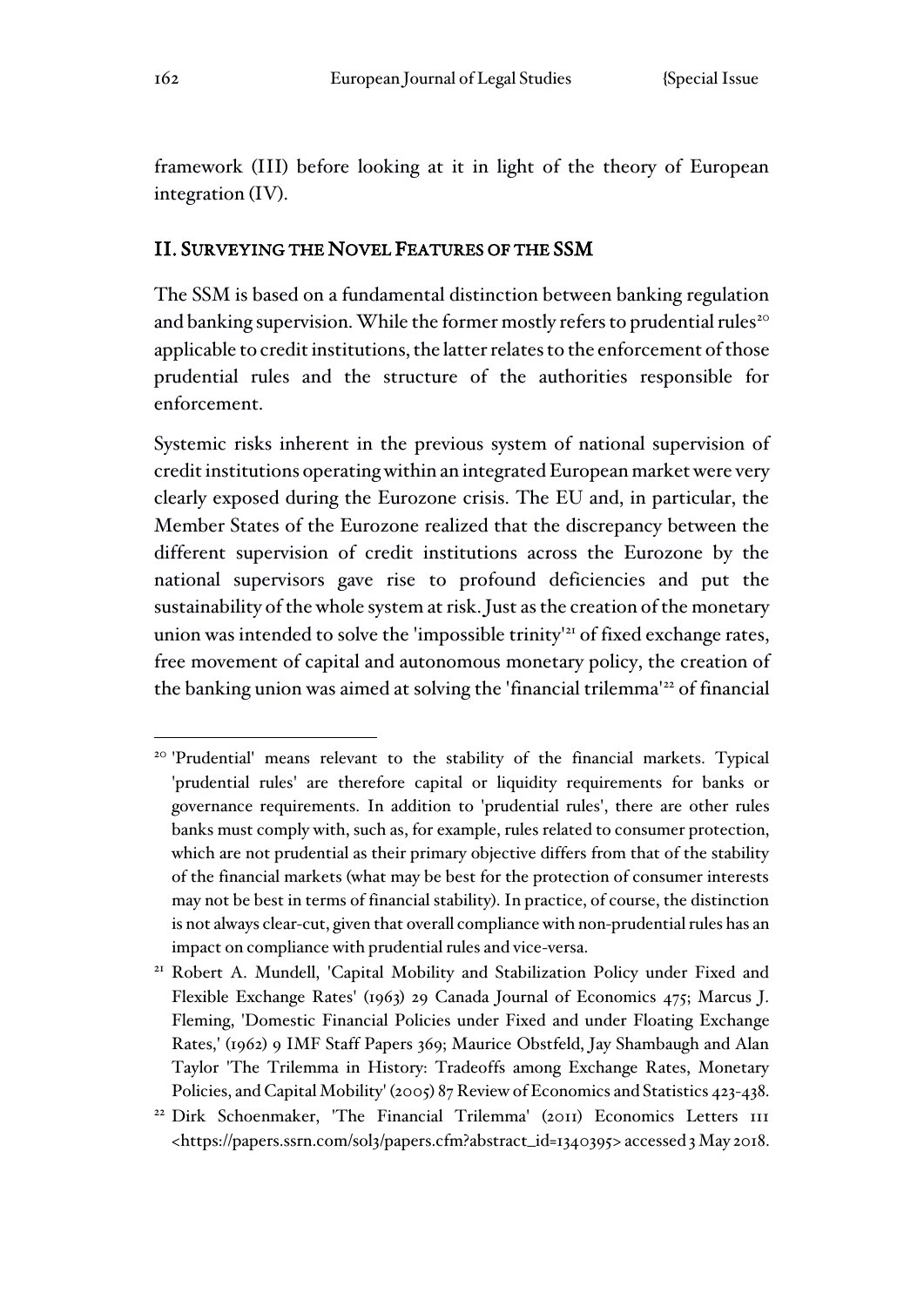framework (III) before looking at it in light of the theory of European integration (IV).

## II. Surveying the Novel Features of the SSM

The SSM is based on a fundamental distinction between banking regulation and banking supervision. While the former mostly refers to prudential rules[20] applicable to credit institutions, the latter relates to the enforcement of those prudential rules and the structure of the authorities responsible for enforcement.

Systemic risks inherent in the previous system of national supervision of credit institutions operating within an integrated European market were very clearly exposed during the Eurozone crisis. The EU and, in particular, the Member States of the Eurozone realized that the discrepancy between the different supervision of credit institutions across the Eurozone by the national supervisors gave rise to profound deficiencies and put the sustainability of the whole system at risk. Just as the creation of the monetary union was intended to solve the 'impossible trinity'[21] of fixed exchange rates, free movement of capital and autonomous monetary policy, the creation of the banking union was aimed at solving the 'financial trilemma'[22] of financial

---

[20] 'Prudential' means relevant to the stability of the financial markets. Typical 'prudential rules' are therefore capital or liquidity requirements for banks or governance requirements. In addition to 'prudential rules', there are other rules banks must comply with, such as, for example, rules related to consumer protection, which are not prudential as their primary objective differs from that of the stability of the financial markets (what may be best for the protection of consumer interests may not be best in terms of financial stability). In practice, of course, the distinction is not always clear-cut, given that overall compliance with non-prudential rules has an impact on compliance with prudential rules and vice-versa.

[21] Robert A. Mundell, 'Capital Mobility and Stabilization Policy under Fixed and Flexible Exchange Rates' (1963) 29 Canada Journal of Economics 475; Marcus J. Fleming, 'Domestic Financial Policies under Fixed and under Floating Exchange Rates,' (1962) 9 IMF Staff Papers 369; Maurice Obstfeld, Jay Shambaugh and Alan Taylor 'The Trilemma in History: Tradeoffs among Exchange Rates, Monetary Policies, and Capital Mobility' (2005) 87 Review of Economics and Statistics 423-438.

[22] Dirk Schoenmaker, 'The Financial Trilemma' (2011) Economics Letters 111 <https://papers.ssrn.com/sol3/papers.cfm?abstract_id=1340395> accessed 3 May 2018.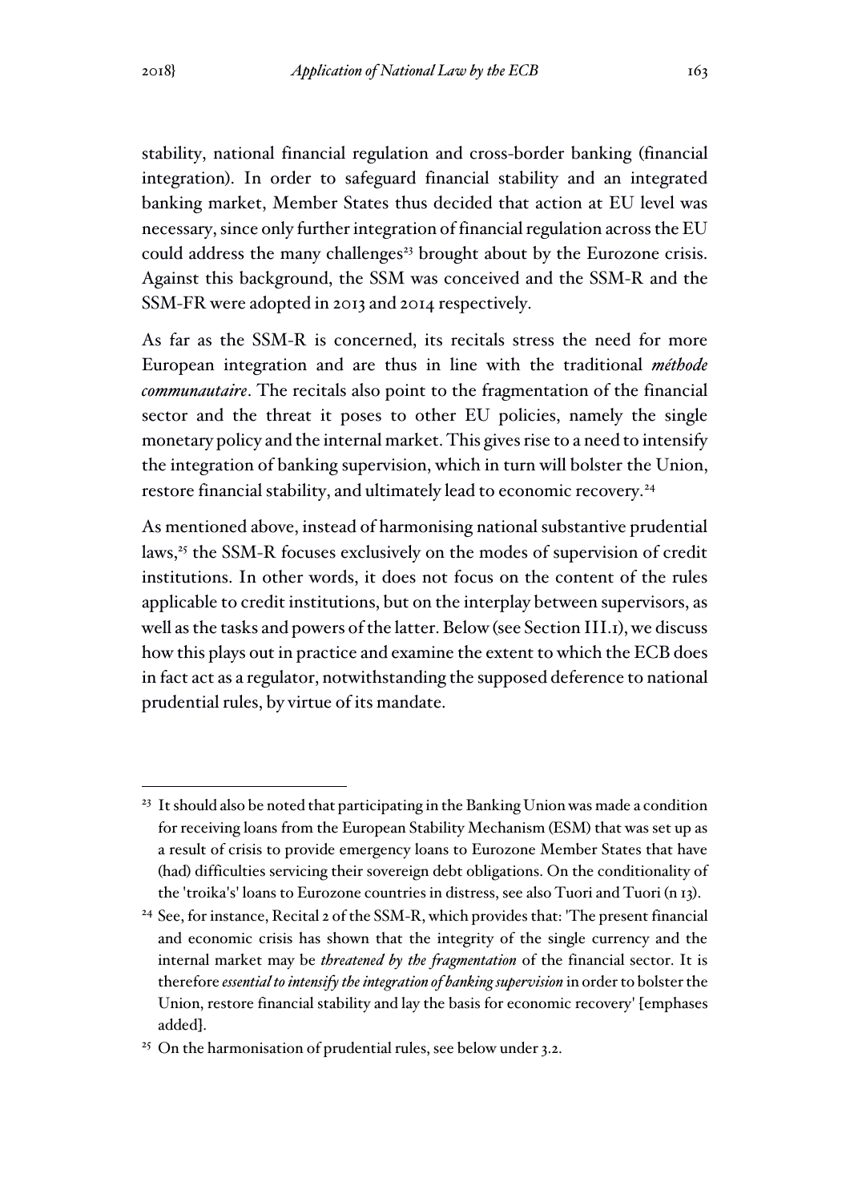stability, national financial regulation and cross-border banking (financial integration). In order to safeguard financial stability and an integrated banking market, Member States thus decided that action at EU level was necessary, since only further integration of financial regulation across the EU could address the many challenges[23] brought about by the Eurozone crisis. Against this background, the SSM was conceived and the SSM-R and the SSM-FR were adopted in 2013 and 2014 respectively.

As far as the SSM-R is concerned, its recitals stress the need for more European integration and are thus in line with the traditional *méthode communautaire*. The recitals also point to the fragmentation of the financial sector and the threat it poses to other EU policies, namely the single monetary policy and the internal market. This gives rise to a need to intensify the integration of banking supervision, which in turn will bolster the Union, restore financial stability, and ultimately lead to economic recovery.[24]

As mentioned above, instead of harmonising national substantive prudential laws,[25] the SSM-R focuses exclusively on the modes of supervision of credit institutions. In other words, it does not focus on the content of the rules applicable to credit institutions, but on the interplay between supervisors, as well as the tasks and powers of the latter. Below (see Section III.1), we discuss how this plays out in practice and examine the extent to which the ECB does in fact act as a regulator, notwithstanding the supposed deference to national prudential rules, by virtue of its mandate.

---

[23] It should also be noted that participating in the Banking Union was made a condition for receiving loans from the European Stability Mechanism (ESM) that was set up as a result of crisis to provide emergency loans to Eurozone Member States that have (had) difficulties servicing their sovereign debt obligations. On the conditionality of the 'troika's' loans to Eurozone countries in distress, see also Tuori and Tuori (n 13).

[24] See, for instance, Recital 2 of the SSM-R, which provides that: 'The present financial and economic crisis has shown that the integrity of the single currency and the internal market may be *threatened by the fragmentation* of the financial sector. It is therefore *essential to intensify the integration of banking supervision* in order to bolster the Union, restore financial stability and lay the basis for economic recovery' [emphases added].

[25] On the harmonisation of prudential rules, see below under 3.2.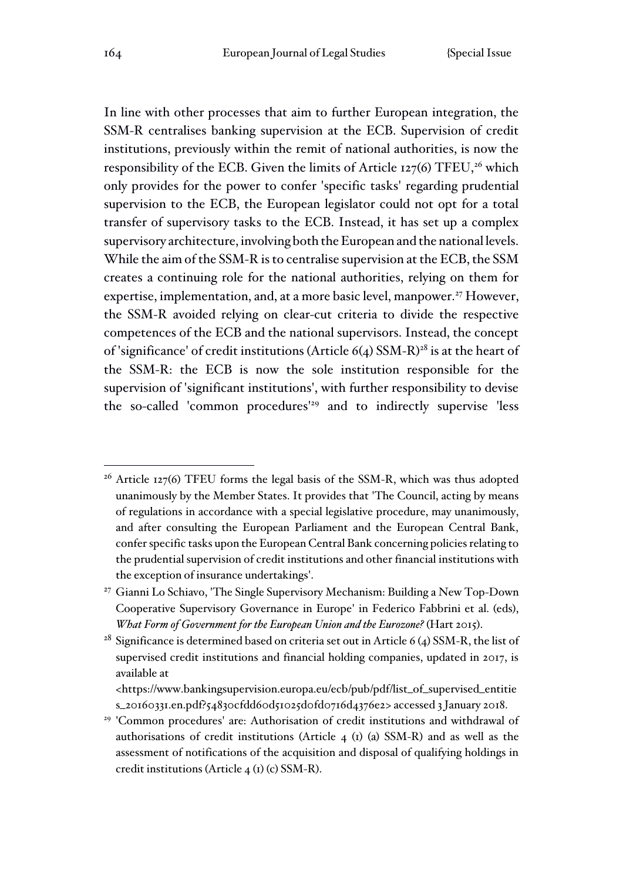In line with other processes that aim to further European integration, the SSM-R centralises banking supervision at the ECB. Supervision of credit institutions, previously within the remit of national authorities, is now the responsibility of the ECB. Given the limits of Article 127(6) TFEU,[26] which only provides for the power to confer 'specific tasks' regarding prudential supervision to the ECB, the European legislator could not opt for a total transfer of supervisory tasks to the ECB. Instead, it has set up a complex supervisory architecture, involving both the European and the national levels. While the aim of the SSM-R is to centralise supervision at the ECB, the SSM creates a continuing role for the national authorities, relying on them for expertise, implementation, and, at a more basic level, manpower.[27] However, the SSM-R avoided relying on clear-cut criteria to divide the respective competences of the ECB and the national supervisors. Instead, the concept of 'significance' of credit institutions (Article 6(4) SSM-R)[28] is at the heart of the SSM-R: the ECB is now the sole institution responsible for the supervision of 'significant institutions', with further responsibility to devise the so-called 'common procedures'[29] and to indirectly supervise 'less

---

[26] Article 127(6) TFEU forms the legal basis of the SSM-R, which was thus adopted unanimously by the Member States. It provides that 'The Council, acting by means of regulations in accordance with a special legislative procedure, may unanimously, and after consulting the European Parliament and the European Central Bank, confer specific tasks upon the European Central Bank concerning policies relating to the prudential supervision of credit institutions and other financial institutions with the exception of insurance undertakings'.

[27] Gianni Lo Schiavo, 'The Single Supervisory Mechanism: Building a New Top-Down Cooperative Supervisory Governance in Europe' in Federico Fabbrini et al. (eds), *What Form of Government for the European Union and the Eurozone?* (Hart 2015).

[28] Significance is determined based on criteria set out in Article 6 (4) SSM-R, the list of supervised credit institutions and financial holding companies, updated in 2017, is available at <https://www.bankingsupervision.europa.eu/ecb/pub/pdf/list_of_supervised_entities_20160331.en.pdf?54830cfdd60d51025d0fd0716d4376e2> accessed 3 January 2018.

[29] 'Common procedures' are: Authorisation of credit institutions and withdrawal of authorisations of credit institutions (Article 4 (1) (a) SSM-R) and as well as the assessment of notifications of the acquisition and disposal of qualifying holdings in credit institutions (Article 4 (1) (c) SSM-R).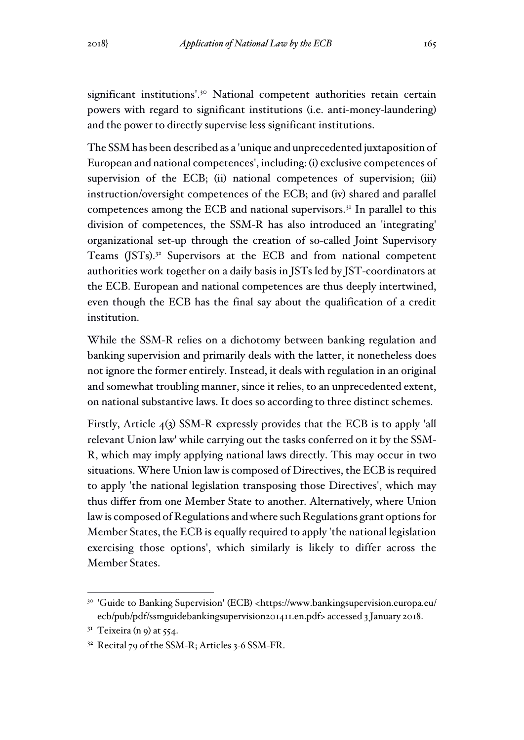significant institutions'.[30] National competent authorities retain certain powers with regard to significant institutions (i.e. anti-money-laundering) and the power to directly supervise less significant institutions.

The SSM has been described as a 'unique and unprecedented juxtaposition of European and national competences', including: (i) exclusive competences of supervision of the ECB; (ii) national competences of supervision; (iii) instruction/oversight competences of the ECB; and (iv) shared and parallel competences among the ECB and national supervisors.[31] In parallel to this division of competences, the SSM-R has also introduced an 'integrating' organizational set-up through the creation of so-called Joint Supervisory Teams (JSTs).[32] Supervisors at the ECB and from national competent authorities work together on a daily basis in JSTs led by JST-coordinators at the ECB. European and national competences are thus deeply intertwined, even though the ECB has the final say about the qualification of a credit institution.

While the SSM-R relies on a dichotomy between banking regulation and banking supervision and primarily deals with the latter, it nonetheless does not ignore the former entirely. Instead, it deals with regulation in an original and somewhat troubling manner, since it relies, to an unprecedented extent, on national substantive laws. It does so according to three distinct schemes.

Firstly, Article 4(3) SSM-R expressly provides that the ECB is to apply 'all relevant Union law' while carrying out the tasks conferred on it by the SSM-R, which may imply applying national laws directly. This may occur in two situations. Where Union law is composed of Directives, the ECB is required to apply 'the national legislation transposing those Directives', which may thus differ from one Member State to another. Alternatively, where Union law is composed of Regulations and where such Regulations grant options for Member States, the ECB is equally required to apply 'the national legislation exercising those options', which similarly is likely to differ across the Member States.

---

[30] 'Guide to Banking Supervision' (ECB) <https://www.bankingsupervision.europa.eu/ecb/pub/pdf/ssmguidebankingsupervision201411.en.pdf> accessed 3 January 2018.

[31] Teixeira (n 9) at 554.

[32] Recital 79 of the SSM-R; Articles 3-6 SSM-FR.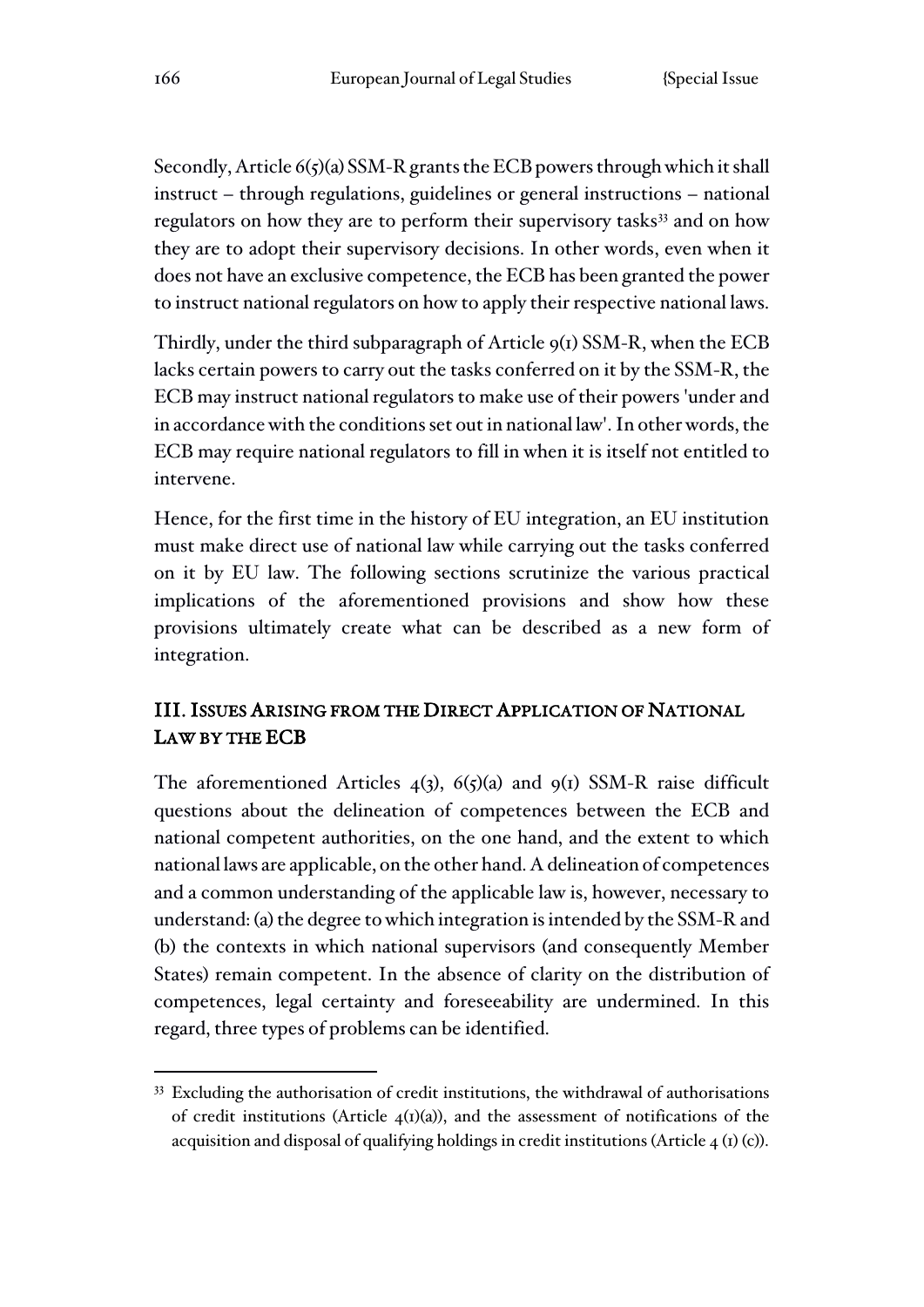Secondly, Article 6(5)(a) SSM-R grants the ECB powers through which it shall instruct – through regulations, guidelines or general instructions – national regulators on how they are to perform their supervisory tasks[33] and on how they are to adopt their supervisory decisions. In other words, even when it does not have an exclusive competence, the ECB has been granted the power to instruct national regulators on how to apply their respective national laws.

Thirdly, under the third subparagraph of Article 9(1) SSM-R, when the ECB lacks certain powers to carry out the tasks conferred on it by the SSM-R, the ECB may instruct national regulators to make use of their powers 'under and in accordance with the conditions set out in national law'. In other words, the ECB may require national regulators to fill in when it is itself not entitled to intervene.

Hence, for the first time in the history of EU integration, an EU institution must make direct use of national law while carrying out the tasks conferred on it by EU law. The following sections scrutinize the various practical implications of the aforementioned provisions and show how these provisions ultimately create what can be described as a new form of integration.

## III. Issues Arising from the Direct Application of National Law by the ECB

The aforementioned Articles 4(3), 6(5)(a) and 9(1) SSM-R raise difficult questions about the delineation of competences between the ECB and national competent authorities, on the one hand, and the extent to which national laws are applicable, on the other hand. A delineation of competences and a common understanding of the applicable law is, however, necessary to understand: (a) the degree to which integration is intended by the SSM-R and (b) the contexts in which national supervisors (and consequently Member States) remain competent. In the absence of clarity on the distribution of competences, legal certainty and foreseeability are undermined. In this regard, three types of problems can be identified.

[33] Excluding the authorisation of credit institutions, the withdrawal of authorisations of credit institutions (Article 4(1)(a)), and the assessment of notifications of the acquisition and disposal of qualifying holdings in credit institutions (Article 4 (1) (c)).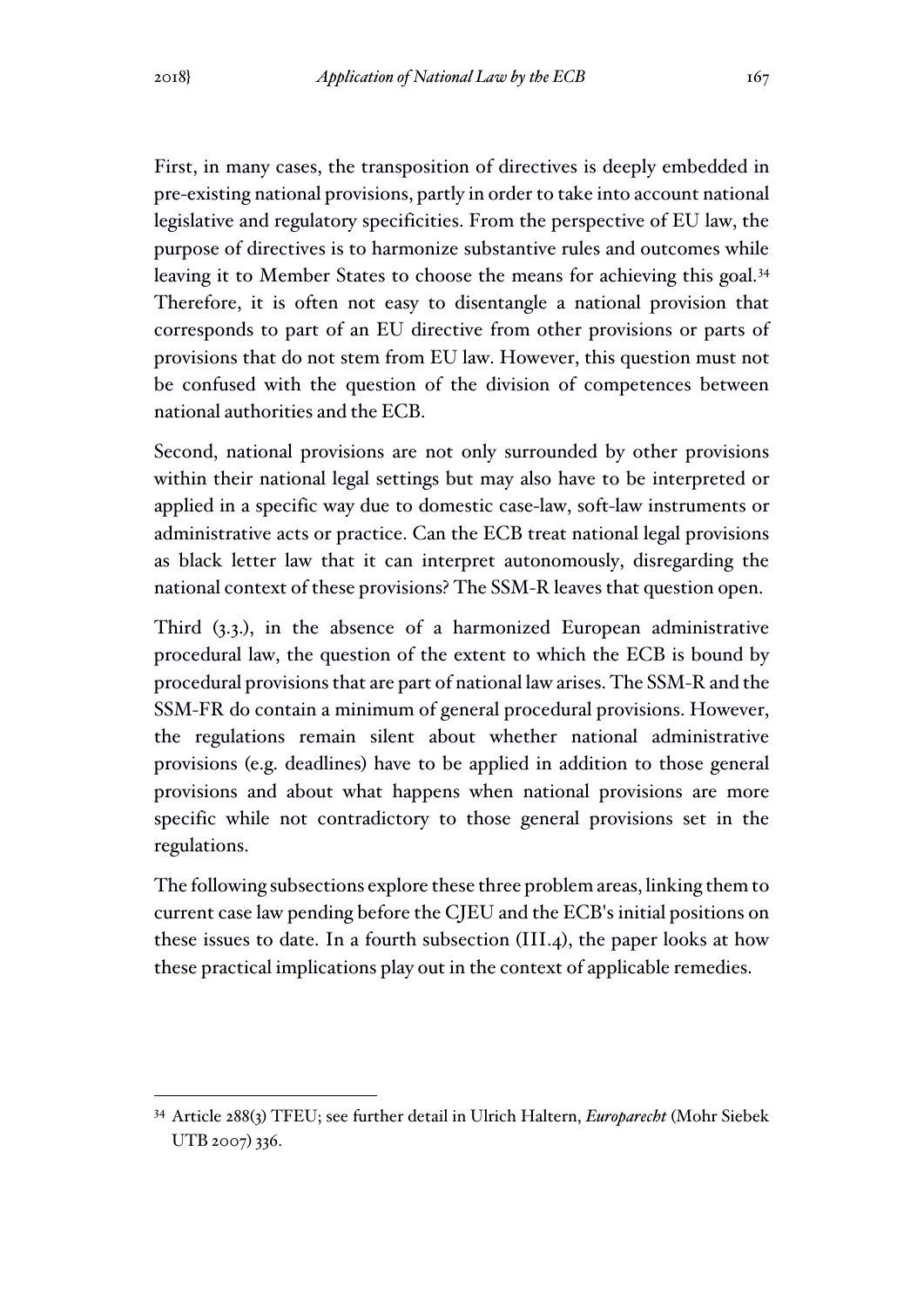First, in many cases, the transposition of directives is deeply embedded in pre-existing national provisions, partly in order to take into account national legislative and regulatory specificities. From the perspective of EU law, the purpose of directives is to harmonize substantive rules and outcomes while leaving it to Member States to choose the means for achieving this goal.[34] Therefore, it is often not easy to disentangle a national provision that corresponds to part of an EU directive from other provisions or parts of provisions that do not stem from EU law. However, this question must not be confused with the question of the division of competences between national authorities and the ECB.

Second, national provisions are not only surrounded by other provisions within their national legal settings but may also have to be interpreted or applied in a specific way due to domestic case-law, soft-law instruments or administrative acts or practice. Can the ECB treat national legal provisions as black letter law that it can interpret autonomously, disregarding the national context of these provisions? The SSM-R leaves that question open.

Third (3.3.), in the absence of a harmonized European administrative procedural law, the question of the extent to which the ECB is bound by procedural provisions that are part of national law arises. The SSM-R and the SSM-FR do contain a minimum of general procedural provisions. However, the regulations remain silent about whether national administrative provisions (e.g. deadlines) have to be applied in addition to those general provisions and about what happens when national provisions are more specific while not contradictory to those general provisions set in the regulations.

The following subsections explore these three problem areas, linking them to current case law pending before the CJEU and the ECB's initial positions on these issues to date. In a fourth subsection (III.4), the paper looks at how these practical implications play out in the context of applicable remedies.

---

[34] Article 288(3) TFEU; see further detail in Ulrich Haltern, *Europarecht* (Mohr Siebek UTB 2007) 336.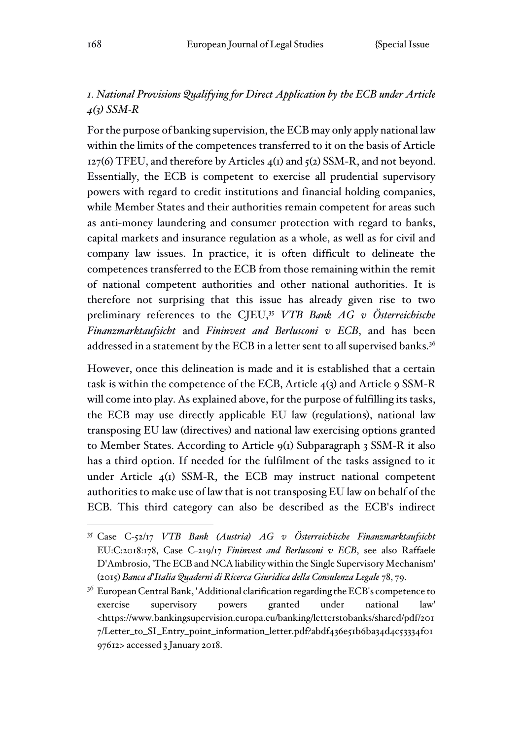### *1. National Provisions Qualifying for Direct Application by the ECB under Article 4(3) SSM-R*

For the purpose of banking supervision, the ECB may only apply national law within the limits of the competences transferred to it on the basis of Article 127(6) TFEU, and therefore by Articles 4(1) and 5(2) SSM-R, and not beyond. Essentially, the ECB is competent to exercise all prudential supervisory powers with regard to credit institutions and financial holding companies, while Member States and their authorities remain competent for areas such as anti-money laundering and consumer protection with regard to banks, capital markets and insurance regulation as a whole, as well as for civil and company law issues. In practice, it is often difficult to delineate the competences transferred to the ECB from those remaining within the remit of national competent authorities and other national authorities. It is therefore not surprising that this issue has already given rise to two preliminary references to the CJEU,[35] *VTB Bank AG v Österreichische Finanzmarktaufsicht* and *Fininvest and Berlusconi v ECB*, and has been addressed in a statement by the ECB in a letter sent to all supervised banks.[36]

However, once this delineation is made and it is established that a certain task is within the competence of the ECB, Article 4(3) and Article 9 SSM-R will come into play. As explained above, for the purpose of fulfilling its tasks, the ECB may use directly applicable EU law (regulations), national law transposing EU law (directives) and national law exercising options granted to Member States. According to Article 9(1) Subparagraph 3 SSM-R it also has a third option. If needed for the fulfilment of the tasks assigned to it under Article 4(1) SSM-R, the ECB may instruct national competent authorities to make use of law that is not transposing EU law on behalf of the ECB. This third category can also be described as the ECB's indirect

---

[35] Case C-52/17 *VTB Bank (Austria) AG v Österreichische Finanzmarktaufsicht* EU:C:2018:178, Case C-219/17 *Fininvest and Berlusconi v ECB*, see also Raffaele D'Ambrosio, 'The ECB and NCA liability within the Single Supervisory Mechanism' (2015) *Banca d'Italia Quaderni di Ricerca Giuridica della Consulenza Legale* 78, 79.

[36] European Central Bank, 'Additional clarification regarding the ECB's competence to exercise supervisory powers granted under national law' <https://www.bankingsupervision.europa.eu/banking/letterstobanks/shared/pdf/2017/Letter_to_SI_Entry_point_information_letter.pdf?abdf436e51b6ba34d4c53334f0197612> accessed 3 January 2018.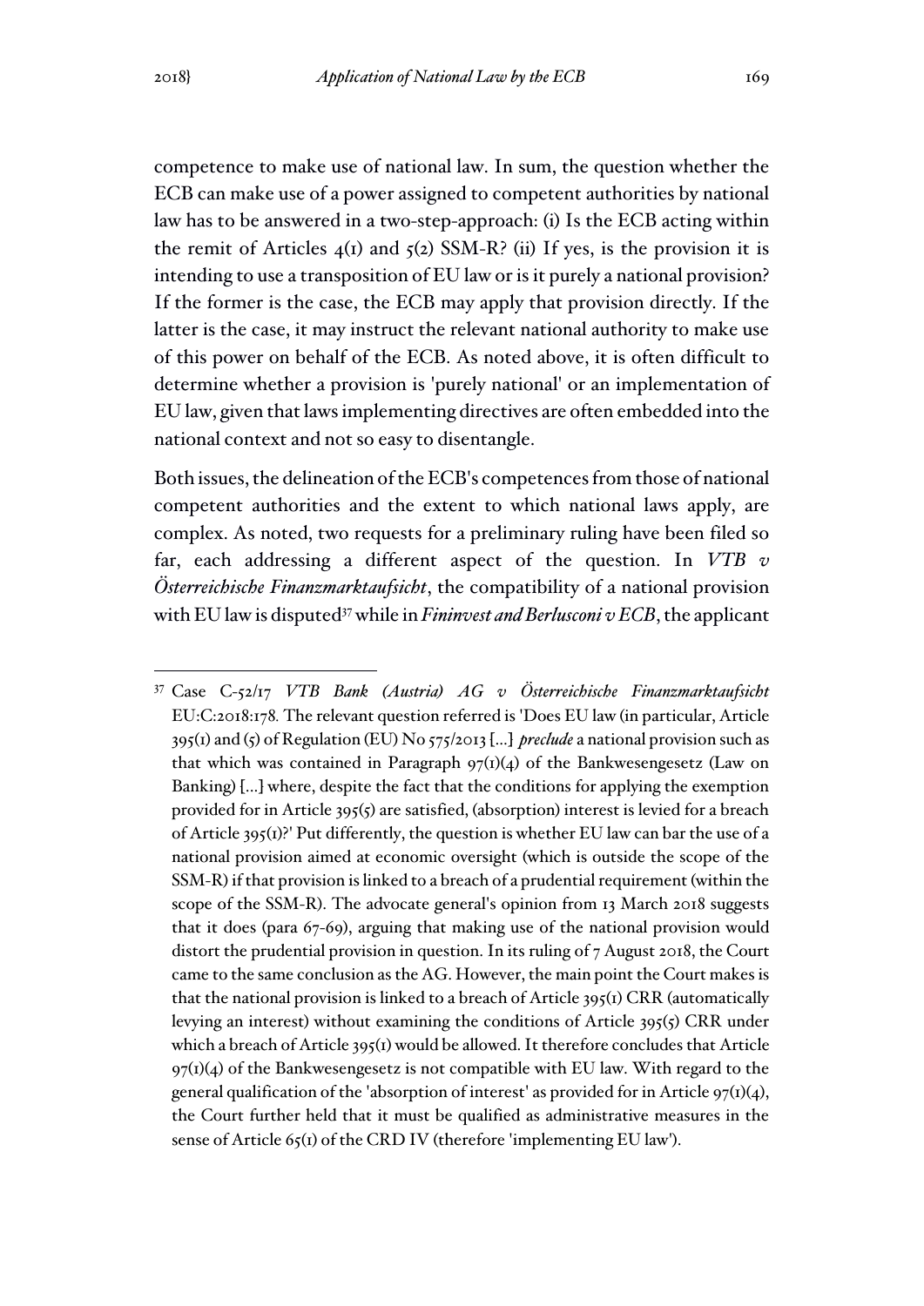competence to make use of national law. In sum, the question whether the ECB can make use of a power assigned to competent authorities by national law has to be answered in a two-step-approach: (i) Is the ECB acting within the remit of Articles 4(1) and 5(2) SSM-R? (ii) If yes, is the provision it is intending to use a transposition of EU law or is it purely a national provision? If the former is the case, the ECB may apply that provision directly. If the latter is the case, it may instruct the relevant national authority to make use of this power on behalf of the ECB. As noted above, it is often difficult to determine whether a provision is 'purely national' or an implementation of EU law, given that laws implementing directives are often embedded into the national context and not so easy to disentangle.

Both issues, the delineation of the ECB's competences from those of national competent authorities and the extent to which national laws apply, are complex. As noted, two requests for a preliminary ruling have been filed so far, each addressing a different aspect of the question. In *VTB v Österreichische Finanzmarktaufsicht*, the compatibility of a national provision with EU law is disputed[37] while in *Fininvest and Berlusconi v ECB*, the applicant

---

[37] Case C-52/17 *VTB Bank (Austria) AG v Österreichische Finanzmarktaufsicht* EU:C:2018:178. The relevant question referred is 'Does EU law (in particular, Article 395(1) and (5) of Regulation (EU) No 575/2013 [...] *preclude* a national provision such as that which was contained in Paragraph 97(1)(4) of the Bankwesengesetz (Law on Banking) [...] where, despite the fact that the conditions for applying the exemption provided for in Article 395(5) are satisfied, (absorption) interest is levied for a breach of Article 395(1)?' Put differently, the question is whether EU law can bar the use of a national provision aimed at economic oversight (which is outside the scope of the SSM-R) if that provision is linked to a breach of a prudential requirement (within the scope of the SSM-R). The advocate general's opinion from 13 March 2018 suggests that it does (para 67-69), arguing that making use of the national provision would distort the prudential provision in question. In its ruling of 7 August 2018, the Court came to the same conclusion as the AG. However, the main point the Court makes is that the national provision is linked to a breach of Article 395(1) CRR (automatically levying an interest) without examining the conditions of Article 395(5) CRR under which a breach of Article 395(1) would be allowed. It therefore concludes that Article 97(1)(4) of the Bankwesengesetz is not compatible with EU law. With regard to the general qualification of the 'absorption of interest' as provided for in Article 97(1)(4), the Court further held that it must be qualified as administrative measures in the sense of Article 65(1) of the CRD IV (therefore 'implementing EU law').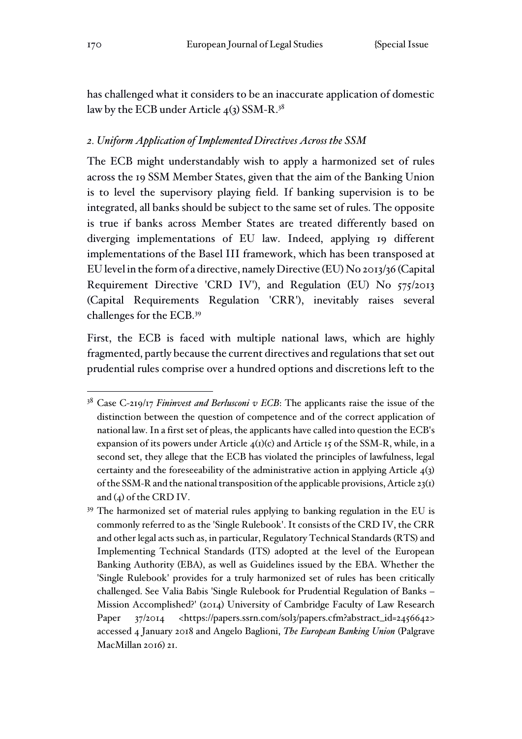has challenged what it considers to be an inaccurate application of domestic law by the ECB under Article 4(3) SSM-R.[38]

### *2. Uniform Application of Implemented Directives Across the SSM*

The ECB might understandably wish to apply a harmonized set of rules across the 19 SSM Member States, given that the aim of the Banking Union is to level the supervisory playing field. If banking supervision is to be integrated, all banks should be subject to the same set of rules. The opposite is true if banks across Member States are treated differently based on diverging implementations of EU law. Indeed, applying 19 different implementations of the Basel III framework, which has been transposed at EU level in the form of a directive, namely Directive (EU) No 2013/36 (Capital Requirement Directive 'CRD IV'), and Regulation (EU) No 575/2013 (Capital Requirements Regulation 'CRR'), inevitably raises several challenges for the ECB.[39]

First, the ECB is faced with multiple national laws, which are highly fragmented, partly because the current directives and regulations that set out prudential rules comprise over a hundred options and discretions left to the

---

[38] Case C-219/17 *Fininvest and Berlusconi v ECB*: The applicants raise the issue of the distinction between the question of competence and of the correct application of national law. In a first set of pleas, the applicants have called into question the ECB's expansion of its powers under Article 4(1)(c) and Article 15 of the SSM-R, while, in a second set, they allege that the ECB has violated the principles of lawfulness, legal certainty and the foreseeability of the administrative action in applying Article 4(3) of the SSM-R and the national transposition of the applicable provisions, Article 23(1) and (4) of the CRD IV.

[39] The harmonized set of material rules applying to banking regulation in the EU is commonly referred to as the 'Single Rulebook'. It consists of the CRD IV, the CRR and other legal acts such as, in particular, Regulatory Technical Standards (RTS) and Implementing Technical Standards (ITS) adopted at the level of the European Banking Authority (EBA), as well as Guidelines issued by the EBA. Whether the 'Single Rulebook' provides for a truly harmonized set of rules has been critically challenged. See Valia Babis 'Single Rulebook for Prudential Regulation of Banks – Mission Accomplished?' (2014) University of Cambridge Faculty of Law Research Paper 37/2014 <https://papers.ssrn.com/sol3/papers.cfm?abstract_id=2456642> accessed 4 January 2018 and Angelo Baglioni, *The European Banking Union* (Palgrave MacMillan 2016) 21.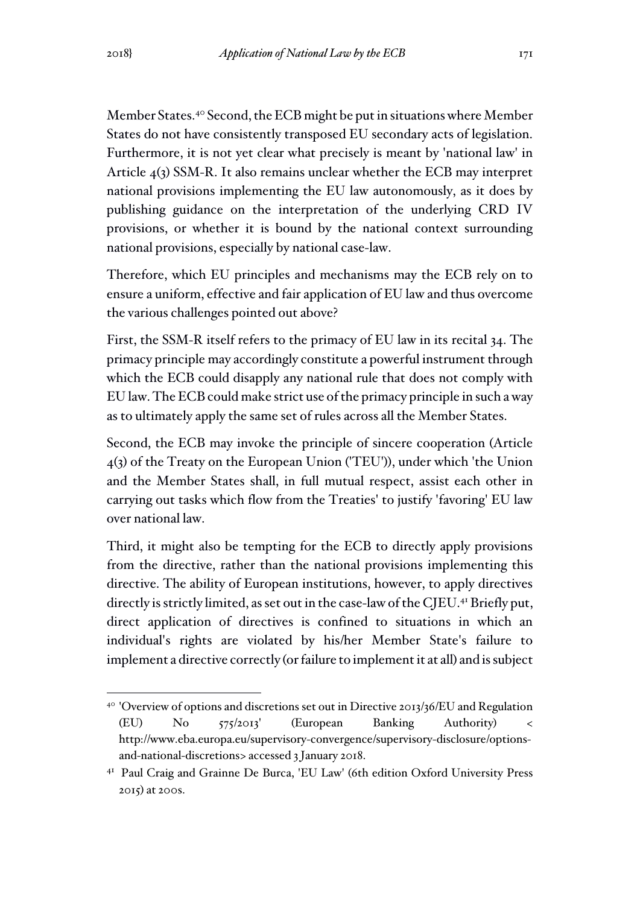Member States.[40] Second, the ECB might be put in situations where Member States do not have consistently transposed EU secondary acts of legislation. Furthermore, it is not yet clear what precisely is meant by 'national law' in Article 4(3) SSM-R. It also remains unclear whether the ECB may interpret national provisions implementing the EU law autonomously, as it does by publishing guidance on the interpretation of the underlying CRD IV provisions, or whether it is bound by the national context surrounding national provisions, especially by national case-law.

Therefore, which EU principles and mechanisms may the ECB rely on to ensure a uniform, effective and fair application of EU law and thus overcome the various challenges pointed out above?

First, the SSM-R itself refers to the primacy of EU law in its recital 34. The primacy principle may accordingly constitute a powerful instrument through which the ECB could disapply any national rule that does not comply with EU law. The ECB could make strict use of the primacy principle in such a way as to ultimately apply the same set of rules across all the Member States.

Second, the ECB may invoke the principle of sincere cooperation (Article 4(3) of the Treaty on the European Union ('TEU')), under which 'the Union and the Member States shall, in full mutual respect, assist each other in carrying out tasks which flow from the Treaties' to justify 'favoring' EU law over national law.

Third, it might also be tempting for the ECB to directly apply provisions from the directive, rather than the national provisions implementing this directive. The ability of European institutions, however, to apply directives directly is strictly limited, as set out in the case-law of the CJEU.[41] Briefly put, direct application of directives is confined to situations in which an individual's rights are violated by his/her Member State's failure to implement a directive correctly (or failure to implement it at all) and is subject

---

[40] 'Overview of options and discretions set out in Directive 2013/36/EU and Regulation (EU) No 575/2013' (European Banking Authority) < http://www.eba.europa.eu/supervisory-convergence/supervisory-disclosure/options-and-national-discretions> accessed 3 January 2018.

[41] Paul Craig and Grainne De Burca, 'EU Law' (6th edition Oxford University Press 2015) at 200s.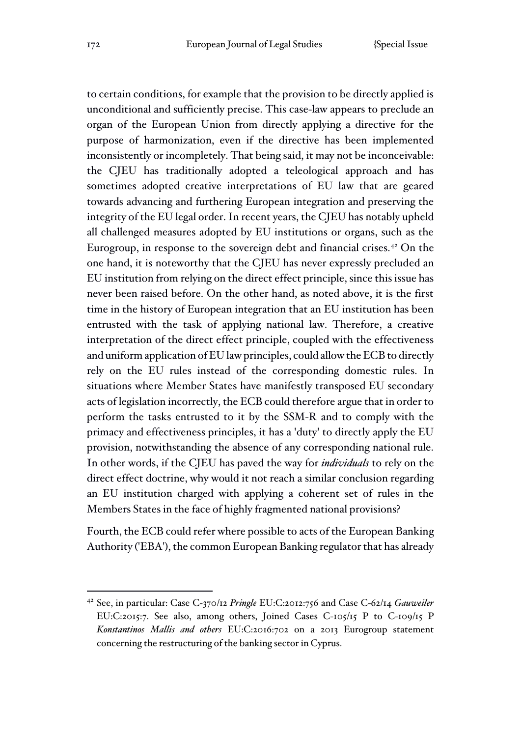to certain conditions, for example that the provision to be directly applied is unconditional and sufficiently precise. This case-law appears to preclude an organ of the European Union from directly applying a directive for the purpose of harmonization, even if the directive has been implemented inconsistently or incompletely. That being said, it may not be inconceivable: the CJEU has traditionally adopted a teleological approach and has sometimes adopted creative interpretations of EU law that are geared towards advancing and furthering European integration and preserving the integrity of the EU legal order. In recent years, the CJEU has notably upheld all challenged measures adopted by EU institutions or organs, such as the Eurogroup, in response to the sovereign debt and financial crises.[42] On the one hand, it is noteworthy that the CJEU has never expressly precluded an EU institution from relying on the direct effect principle, since this issue has never been raised before. On the other hand, as noted above, it is the first time in the history of European integration that an EU institution has been entrusted with the task of applying national law. Therefore, a creative interpretation of the direct effect principle, coupled with the effectiveness and uniform application of EU law principles, could allow the ECB to directly rely on the EU rules instead of the corresponding domestic rules. In situations where Member States have manifestly transposed EU secondary acts of legislation incorrectly, the ECB could therefore argue that in order to perform the tasks entrusted to it by the SSM-R and to comply with the primacy and effectiveness principles, it has a 'duty' to directly apply the EU provision, notwithstanding the absence of any corresponding national rule. In other words, if the CJEU has paved the way for *individuals* to rely on the direct effect doctrine, why would it not reach a similar conclusion regarding an EU institution charged with applying a coherent set of rules in the Members States in the face of highly fragmented national provisions?

Fourth, the ECB could refer where possible to acts of the European Banking Authority ('EBA'), the common European Banking regulator that has already

---

[42] See, in particular: Case C-370/12 *Pringle* EU:C:2012:756 and Case C-62/14 *Gauweiler* EU:C:2015:7. See also, among others, Joined Cases C-105/15 P to C-109/15 P *Konstantinos Mallis and others* EU:C:2016:702 on a 2013 Eurogroup statement concerning the restructuring of the banking sector in Cyprus.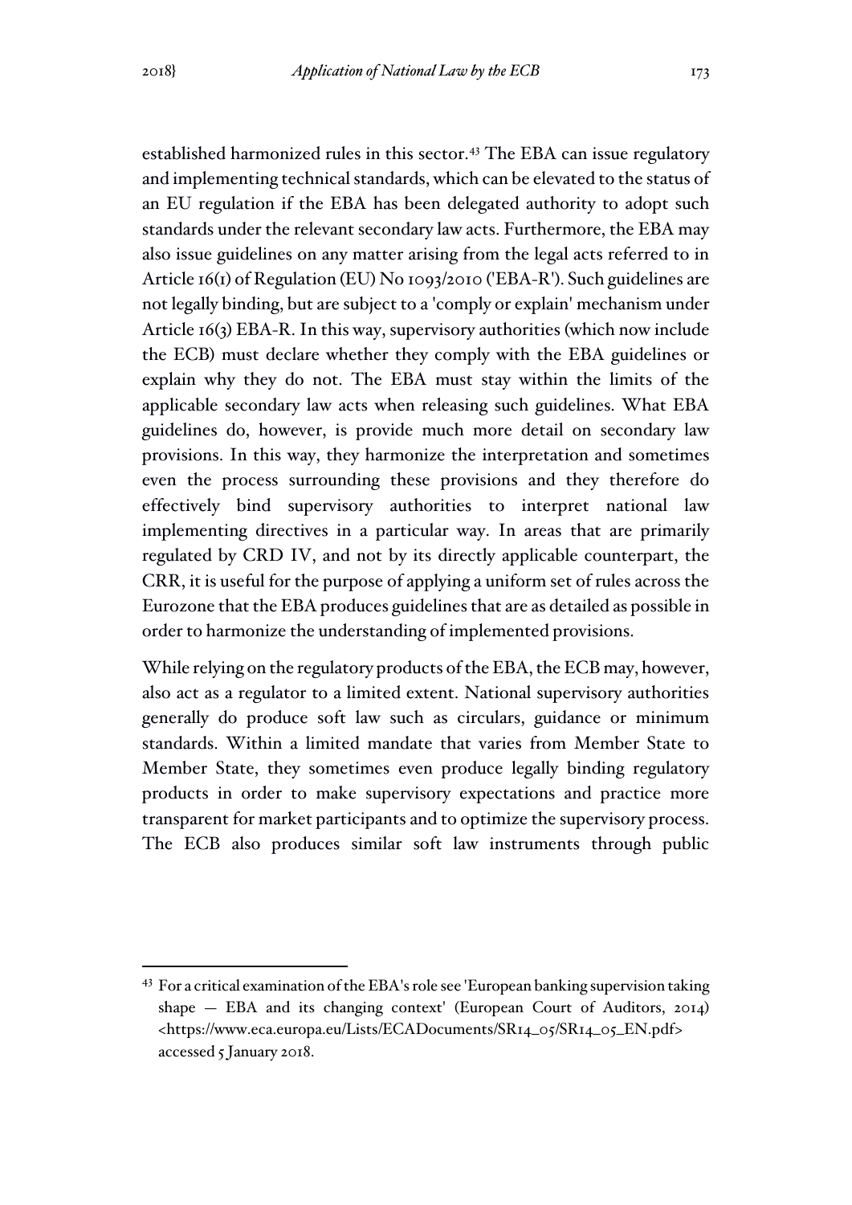established harmonized rules in this sector.[43] The EBA can issue regulatory and implementing technical standards, which can be elevated to the status of an EU regulation if the EBA has been delegated authority to adopt such standards under the relevant secondary law acts. Furthermore, the EBA may also issue guidelines on any matter arising from the legal acts referred to in Article 16(1) of Regulation (EU) No 1093/2010 ('EBA-R'). Such guidelines are not legally binding, but are subject to a 'comply or explain' mechanism under Article 16(3) EBA-R. In this way, supervisory authorities (which now include the ECB) must declare whether they comply with the EBA guidelines or explain why they do not. The EBA must stay within the limits of the applicable secondary law acts when releasing such guidelines. What EBA guidelines do, however, is provide much more detail on secondary law provisions. In this way, they harmonize the interpretation and sometimes even the process surrounding these provisions and they therefore do effectively bind supervisory authorities to interpret national law implementing directives in a particular way. In areas that are primarily regulated by CRD IV, and not by its directly applicable counterpart, the CRR, it is useful for the purpose of applying a uniform set of rules across the Eurozone that the EBA produces guidelines that are as detailed as possible in order to harmonize the understanding of implemented provisions.

While relying on the regulatory products of the EBA, the ECB may, however, also act as a regulator to a limited extent. National supervisory authorities generally do produce soft law such as circulars, guidance or minimum standards. Within a limited mandate that varies from Member State to Member State, they sometimes even produce legally binding regulatory products in order to make supervisory expectations and practice more transparent for market participants and to optimize the supervisory process. The ECB also produces similar soft law instruments through public

[43] For a critical examination of the EBA's role see 'European banking supervision taking shape — EBA and its changing context' (European Court of Auditors, 2014) <https://www.eca.europa.eu/Lists/ECADocuments/SR14_05/SR14_05_EN.pdf> accessed 5 January 2018.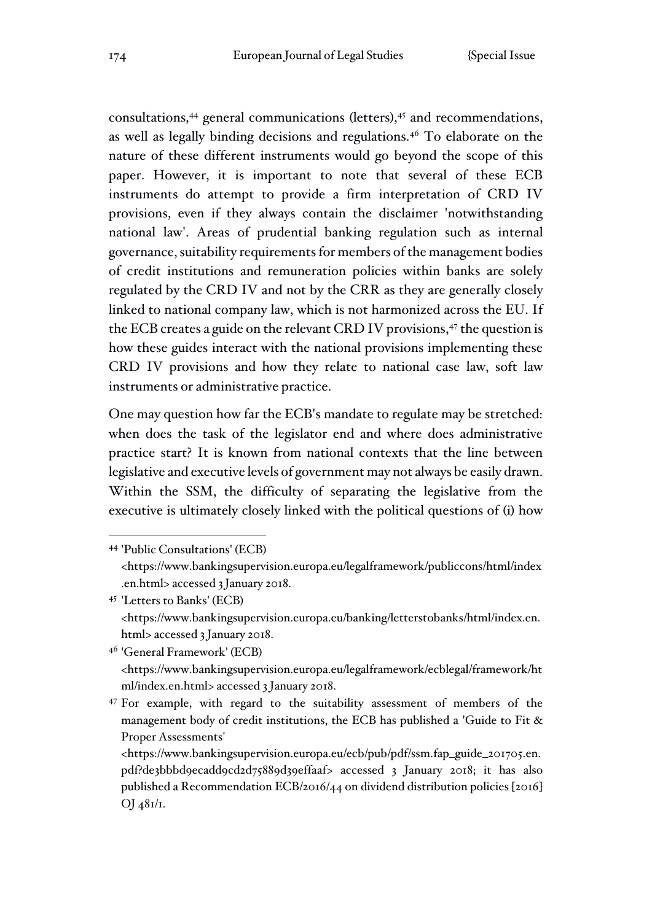consultations,[44] general communications (letters),[45] and recommendations, as well as legally binding decisions and regulations.[46] To elaborate on the nature of these different instruments would go beyond the scope of this paper. However, it is important to note that several of these ECB instruments do attempt to provide a firm interpretation of CRD IV provisions, even if they always contain the disclaimer 'notwithstanding national law'. Areas of prudential banking regulation such as internal governance, suitability requirements for members of the management bodies of credit institutions and remuneration policies within banks are solely regulated by the CRD IV and not by the CRR as they are generally closely linked to national company law, which is not harmonized across the EU. If the ECB creates a guide on the relevant CRD IV provisions,[47] the question is how these guides interact with the national provisions implementing these CRD IV provisions and how they relate to national case law, soft law instruments or administrative practice.

One may question how far the ECB's mandate to regulate may be stretched: when does the task of the legislator end and where does administrative practice start? It is known from national contexts that the line between legislative and executive levels of government may not always be easily drawn. Within the SSM, the difficulty of separating the legislative from the executive is ultimately closely linked with the political questions of (i) how

---

[44] 'Public Consultations' (ECB) <https://www.bankingsupervision.europa.eu/legalframework/publiccons/html/index.en.html> accessed 3 January 2018.

[45] 'Letters to Banks' (ECB) <https://www.bankingsupervision.europa.eu/banking/letterstobanks/html/index.en.html> accessed 3 January 2018.

[46] 'General Framework' (ECB) <https://www.bankingsupervision.europa.eu/legalframework/ecblegal/framework/html/index.en.html> accessed 3 January 2018.

[47] For example, with regard to the suitability assessment of members of the management body of credit institutions, the ECB has published a 'Guide to Fit & Proper Assessments' <https://www.bankingsupervision.europa.eu/ecb/pub/pdf/ssm.fap_guide_201705.en.pdf?de3bbbd9ecadd9cd2d75889d39effaaf> accessed 3 January 2018; it has also published a Recommendation ECB/2016/44 on dividend distribution policies [2016] OJ 481/1.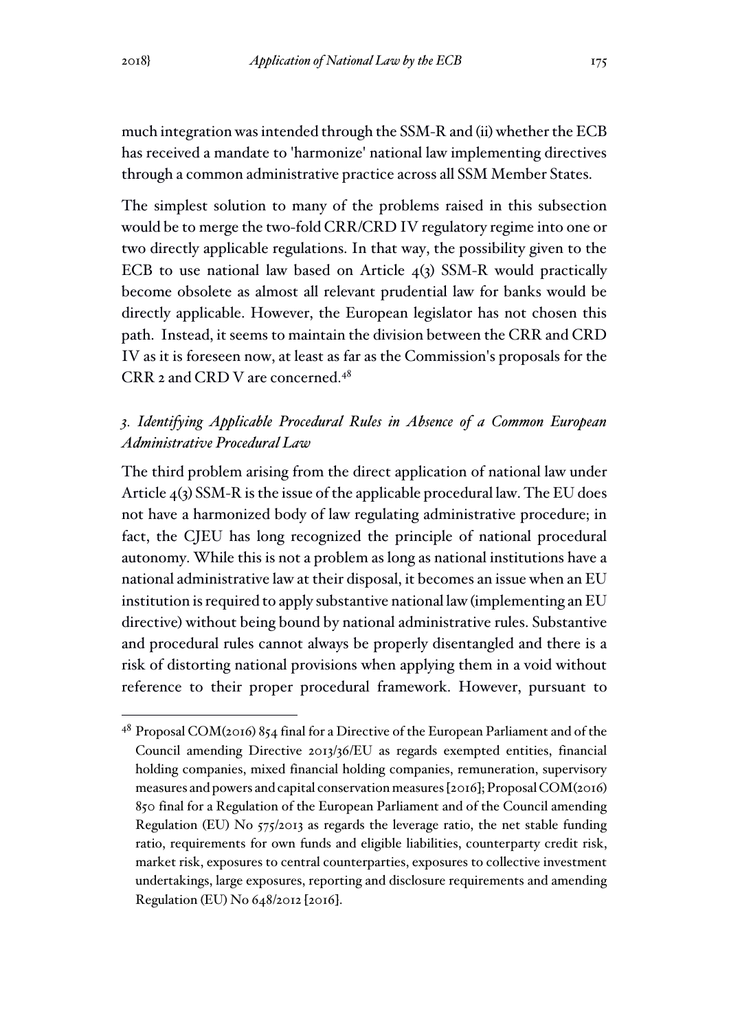much integration was intended through the SSM-R and (ii) whether the ECB has received a mandate to 'harmonize' national law implementing directives through a common administrative practice across all SSM Member States.

The simplest solution to many of the problems raised in this subsection would be to merge the two-fold CRR/CRD IV regulatory regime into one or two directly applicable regulations. In that way, the possibility given to the ECB to use national law based on Article 4(3) SSM-R would practically become obsolete as almost all relevant prudential law for banks would be directly applicable. However, the European legislator has not chosen this path. Instead, it seems to maintain the division between the CRR and CRD IV as it is foreseen now, at least as far as the Commission's proposals for the CRR 2 and CRD V are concerned.[48]

### *3. Identifying Applicable Procedural Rules in Absence of a Common European Administrative Procedural Law*

The third problem arising from the direct application of national law under Article 4(3) SSM-R is the issue of the applicable procedural law. The EU does not have a harmonized body of law regulating administrative procedure; in fact, the CJEU has long recognized the principle of national procedural autonomy. While this is not a problem as long as national institutions have a national administrative law at their disposal, it becomes an issue when an EU institution is required to apply substantive national law (implementing an EU directive) without being bound by national administrative rules. Substantive and procedural rules cannot always be properly disentangled and there is a risk of distorting national provisions when applying them in a void without reference to their proper procedural framework. However, pursuant to

---

[48] Proposal COM(2016) 854 final for a Directive of the European Parliament and of the Council amending Directive 2013/36/EU as regards exempted entities, financial holding companies, mixed financial holding companies, remuneration, supervisory measures and powers and capital conservation measures [2016]; Proposal COM(2016) 850 final for a Regulation of the European Parliament and of the Council amending Regulation (EU) No 575/2013 as regards the leverage ratio, the net stable funding ratio, requirements for own funds and eligible liabilities, counterparty credit risk, market risk, exposures to central counterparties, exposures to collective investment undertakings, large exposures, reporting and disclosure requirements and amending Regulation (EU) No 648/2012 [2016].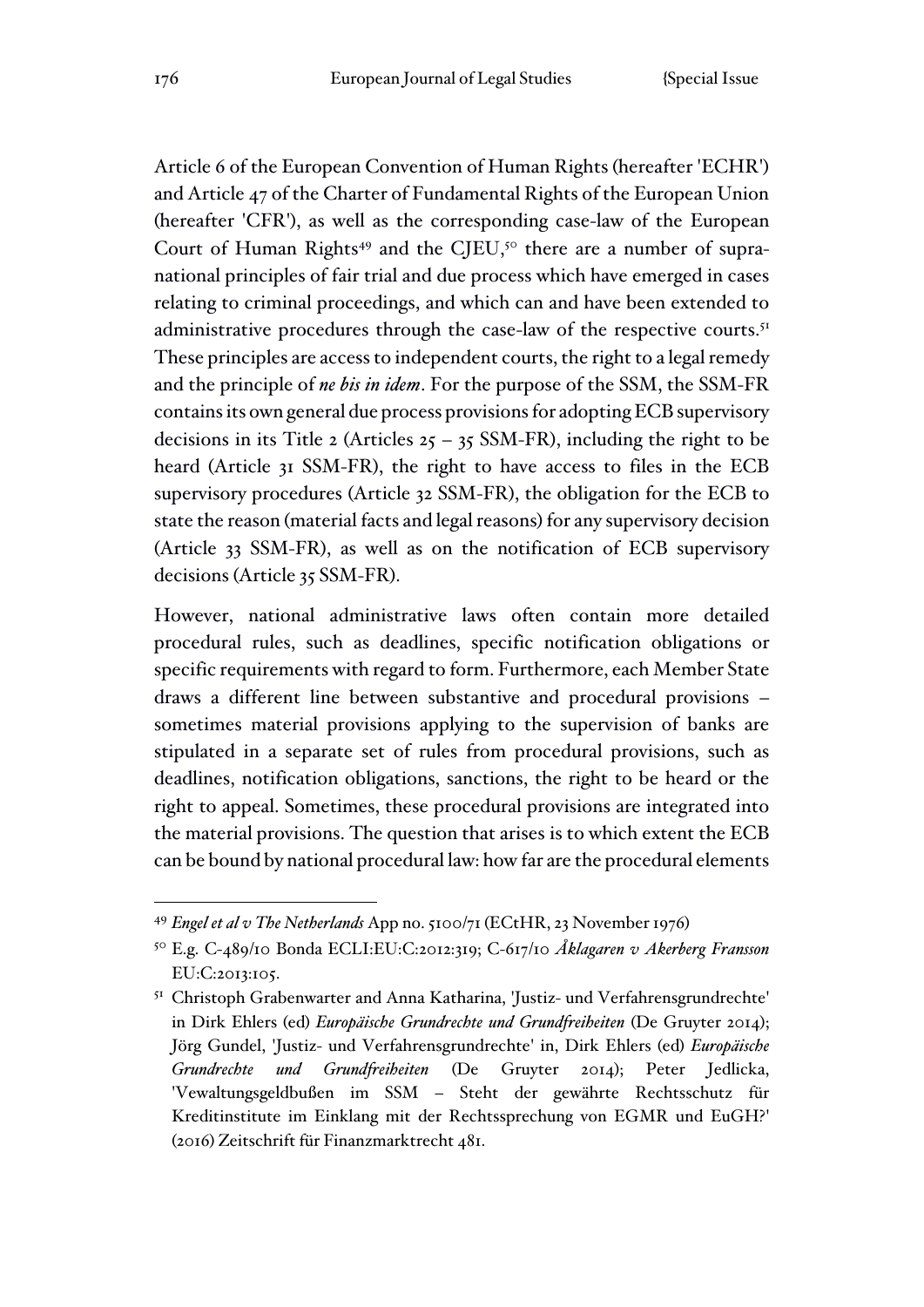Article 6 of the European Convention of Human Rights (hereafter 'ECHR') and Article 47 of the Charter of Fundamental Rights of the European Union (hereafter 'CFR'), as well as the corresponding case-law of the European Court of Human Rights[49] and the CJEU,[50] there are a number of supra-national principles of fair trial and due process which have emerged in cases relating to criminal proceedings, and which can and have been extended to administrative procedures through the case-law of the respective courts.[51] These principles are access to independent courts, the right to a legal remedy and the principle of *ne bis in idem*. For the purpose of the SSM, the SSM-FR contains its own general due process provisions for adopting ECB supervisory decisions in its Title 2 (Articles 25 – 35 SSM-FR), including the right to be heard (Article 31 SSM-FR), the right to have access to files in the ECB supervisory procedures (Article 32 SSM-FR), the obligation for the ECB to state the reason (material facts and legal reasons) for any supervisory decision (Article 33 SSM-FR), as well as on the notification of ECB supervisory decisions (Article 35 SSM-FR).

However, national administrative laws often contain more detailed procedural rules, such as deadlines, specific notification obligations or specific requirements with regard to form. Furthermore, each Member State draws a different line between substantive and procedural provisions – sometimes material provisions applying to the supervision of banks are stipulated in a separate set of rules from procedural provisions, such as deadlines, notification obligations, sanctions, the right to be heard or the right to appeal. Sometimes, these procedural provisions are integrated into the material provisions. The question that arises is to which extent the ECB can be bound by national procedural law: how far are the procedural elements

[49] *Engel et al v The Netherlands* App no. 5100/71 (ECtHR, 23 November 1976)

[50] E.g. C-489/10 Bonda ECLI:EU:C:2012:319; C-617/10 *Åklagaren v Akerberg Fransson* EU:C:2013:105.

[51] Christoph Grabenwarter and Anna Katharina, 'Justiz- und Verfahrensgrundrechte' in Dirk Ehlers (ed) *Europäische Grundrechte und Grundfreiheiten* (De Gruyter 2014); Jörg Gundel, 'Justiz- und Verfahrensgrundrechte' in, Dirk Ehlers (ed) *Europäische Grundrechte und Grundfreiheiten* (De Gruyter 2014); Peter Jedlicka, 'Vewaltungsgeldbußen im SSM – Steht der gewährte Rechtsschutz für Kreditinstitute im Einklang mit der Rechtssprechung von EGMR und EuGH?' (2016) Zeitschrift für Finanzmarktrecht 481.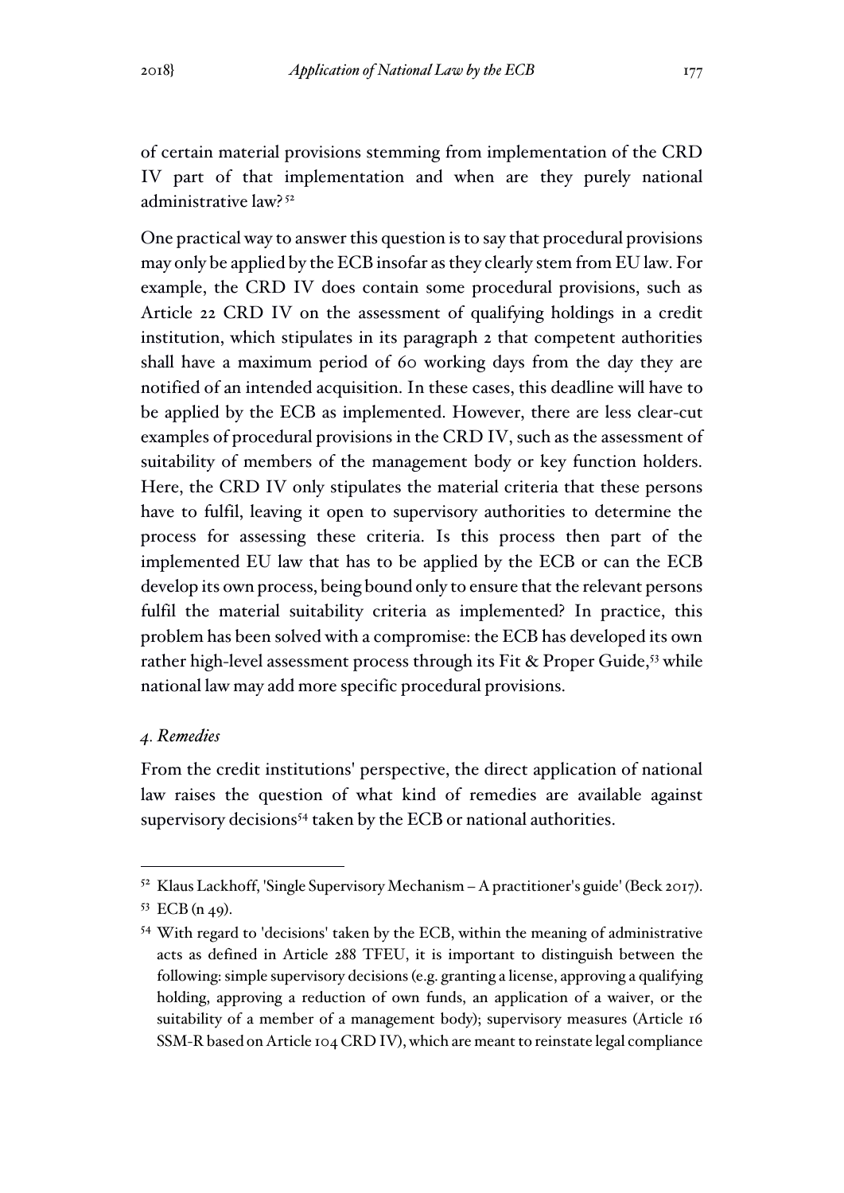of certain material provisions stemming from implementation of the CRD IV part of that implementation and when are they purely national administrative law?[52]

One practical way to answer this question is to say that procedural provisions may only be applied by the ECB insofar as they clearly stem from EU law. For example, the CRD IV does contain some procedural provisions, such as Article 22 CRD IV on the assessment of qualifying holdings in a credit institution, which stipulates in its paragraph 2 that competent authorities shall have a maximum period of 60 working days from the day they are notified of an intended acquisition. In these cases, this deadline will have to be applied by the ECB as implemented. However, there are less clear-cut examples of procedural provisions in the CRD IV, such as the assessment of suitability of members of the management body or key function holders. Here, the CRD IV only stipulates the material criteria that these persons have to fulfil, leaving it open to supervisory authorities to determine the process for assessing these criteria. Is this process then part of the implemented EU law that has to be applied by the ECB or can the ECB develop its own process, being bound only to ensure that the relevant persons fulfil the material suitability criteria as implemented? In practice, this problem has been solved with a compromise: the ECB has developed its own rather high-level assessment process through its Fit & Proper Guide,[53] while national law may add more specific procedural provisions.

### *4. Remedies*

From the credit institutions' perspective, the direct application of national law raises the question of what kind of remedies are available against supervisory decisions[54] taken by the ECB or national authorities.

---

[52] Klaus Lackhoff, 'Single Supervisory Mechanism – A practitioner's guide' (Beck 2017).

[53] ECB (n 49).

[54] With regard to 'decisions' taken by the ECB, within the meaning of administrative acts as defined in Article 288 TFEU, it is important to distinguish between the following: simple supervisory decisions (e.g. granting a license, approving a qualifying holding, approving a reduction of own funds, an application of a waiver, or the suitability of a member of a management body); supervisory measures (Article 16 SSM-R based on Article 104 CRD IV), which are meant to reinstate legal compliance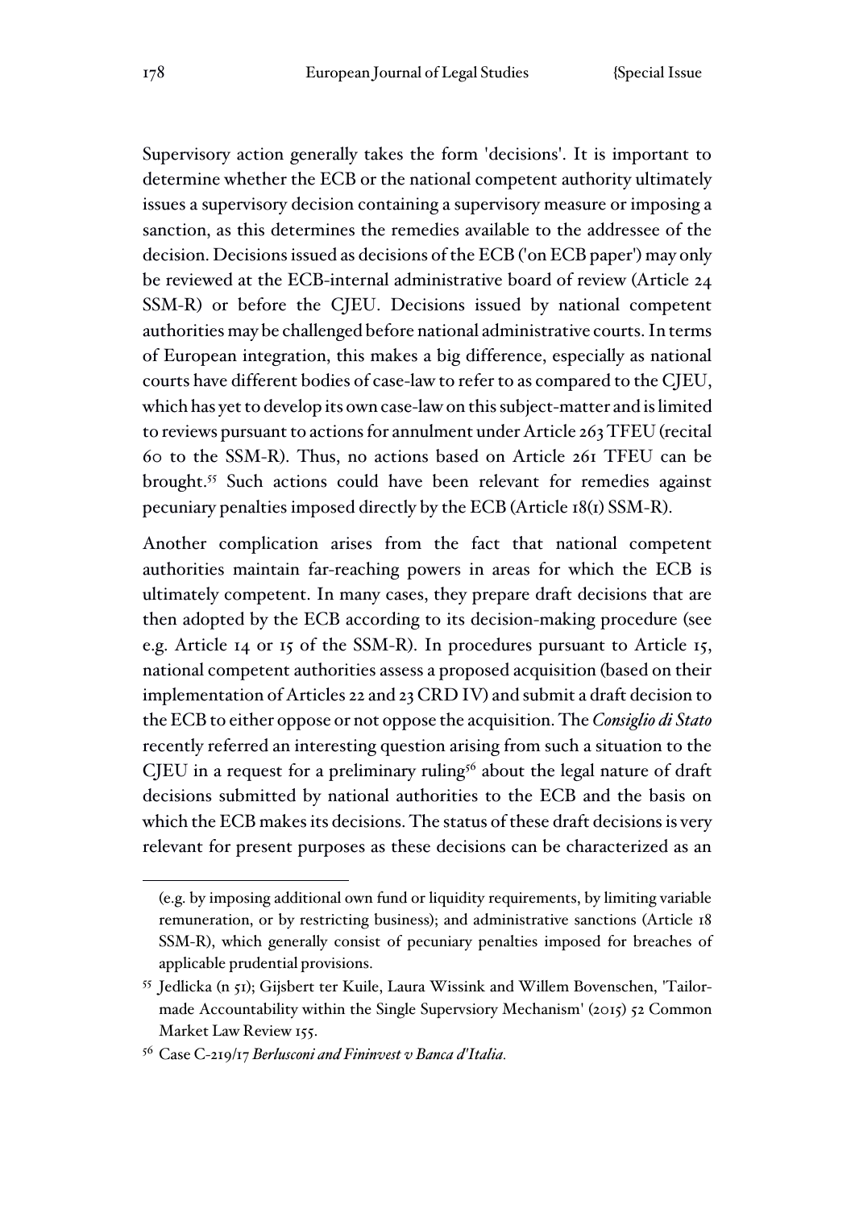Supervisory action generally takes the form 'decisions'. It is important to determine whether the ECB or the national competent authority ultimately issues a supervisory decision containing a supervisory measure or imposing a sanction, as this determines the remedies available to the addressee of the decision. Decisions issued as decisions of the ECB ('on ECB paper') may only be reviewed at the ECB-internal administrative board of review (Article 24 SSM-R) or before the CJEU. Decisions issued by national competent authorities may be challenged before national administrative courts. In terms of European integration, this makes a big difference, especially as national courts have different bodies of case-law to refer to as compared to the CJEU, which has yet to develop its own case-law on this subject-matter and is limited to reviews pursuant to actions for annulment under Article 263 TFEU (recital 60 to the SSM-R). Thus, no actions based on Article 261 TFEU can be brought.[55] Such actions could have been relevant for remedies against pecuniary penalties imposed directly by the ECB (Article 18(1) SSM-R).

Another complication arises from the fact that national competent authorities maintain far-reaching powers in areas for which the ECB is ultimately competent. In many cases, they prepare draft decisions that are then adopted by the ECB according to its decision-making procedure (see e.g. Article 14 or 15 of the SSM-R). In procedures pursuant to Article 15, national competent authorities assess a proposed acquisition (based on their implementation of Articles 22 and 23 CRD IV) and submit a draft decision to the ECB to either oppose or not oppose the acquisition. The *Consiglio di Stato* recently referred an interesting question arising from such a situation to the CJEU in a request for a preliminary ruling[56] about the legal nature of draft decisions submitted by national authorities to the ECB and the basis on which the ECB makes its decisions. The status of these draft decisions is very relevant for present purposes as these decisions can be characterized as an

---

(e.g. by imposing additional own fund or liquidity requirements, by limiting variable remuneration, or by restricting business); and administrative sanctions (Article 18 SSM-R), which generally consist of pecuniary penalties imposed for breaches of applicable prudential provisions.

[55] Jedlicka (n 51); Gijsbert ter Kuile, Laura Wissink and Willem Bovenschen, 'Tailor-made Accountability within the Single Supervsiory Mechanism' (2015) 52 Common Market Law Review 155.

[56] Case C-219/17 *Berlusconi and Fininvest v Banca d'Italia*.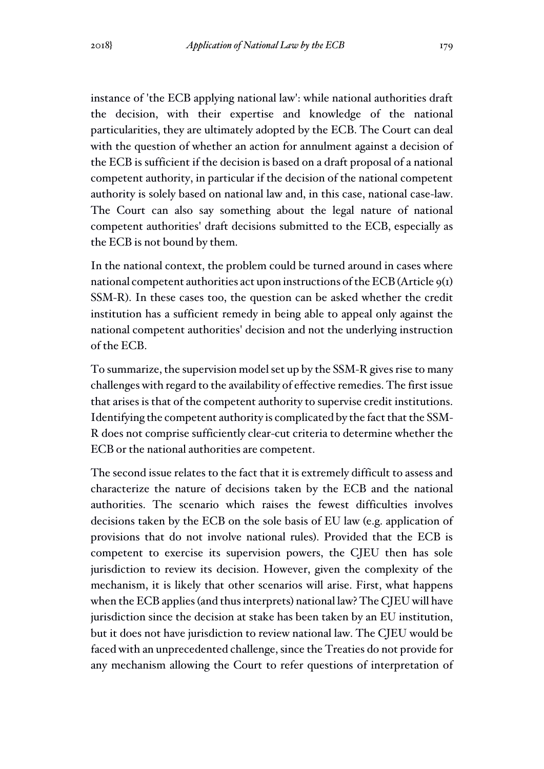instance of 'the ECB applying national law': while national authorities draft the decision, with their expertise and knowledge of the national particularities, they are ultimately adopted by the ECB. The Court can deal with the question of whether an action for annulment against a decision of the ECB is sufficient if the decision is based on a draft proposal of a national competent authority, in particular if the decision of the national competent authority is solely based on national law and, in this case, national case-law. The Court can also say something about the legal nature of national competent authorities' draft decisions submitted to the ECB, especially as the ECB is not bound by them.

In the national context, the problem could be turned around in cases where national competent authorities act upon instructions of the ECB (Article 9(1) SSM-R). In these cases too, the question can be asked whether the credit institution has a sufficient remedy in being able to appeal only against the national competent authorities' decision and not the underlying instruction of the ECB.

To summarize, the supervision model set up by the SSM-R gives rise to many challenges with regard to the availability of effective remedies. The first issue that arises is that of the competent authority to supervise credit institutions. Identifying the competent authority is complicated by the fact that the SSM-R does not comprise sufficiently clear-cut criteria to determine whether the ECB or the national authorities are competent.

The second issue relates to the fact that it is extremely difficult to assess and characterize the nature of decisions taken by the ECB and the national authorities. The scenario which raises the fewest difficulties involves decisions taken by the ECB on the sole basis of EU law (e.g. application of provisions that do not involve national rules). Provided that the ECB is competent to exercise its supervision powers, the CJEU then has sole jurisdiction to review its decision. However, given the complexity of the mechanism, it is likely that other scenarios will arise. First, what happens when the ECB applies (and thus interprets) national law? The CJEU will have jurisdiction since the decision at stake has been taken by an EU institution, but it does not have jurisdiction to review national law. The CJEU would be faced with an unprecedented challenge, since the Treaties do not provide for any mechanism allowing the Court to refer questions of interpretation of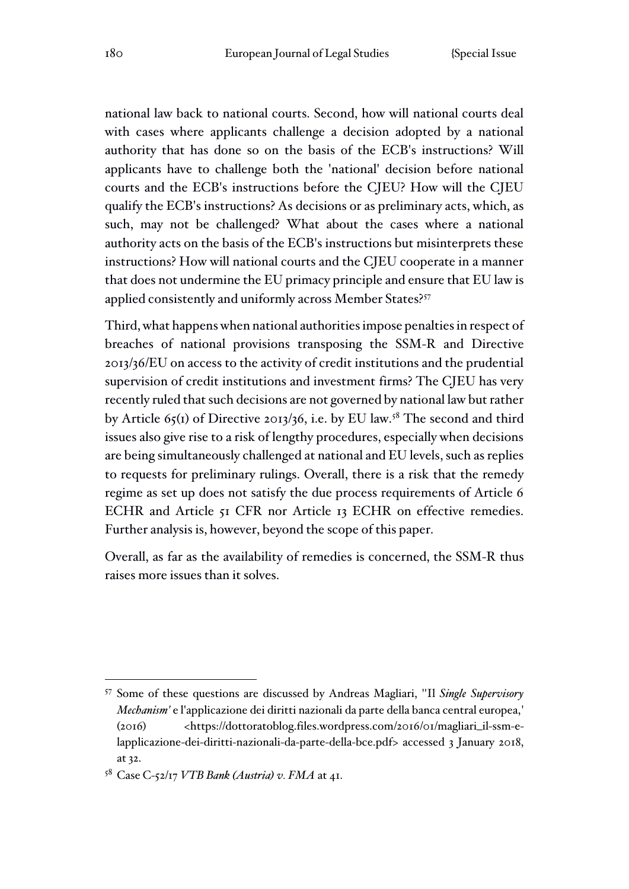national law back to national courts. Second, how will national courts deal with cases where applicants challenge a decision adopted by a national authority that has done so on the basis of the ECB's instructions? Will applicants have to challenge both the 'national' decision before national courts and the ECB's instructions before the CJEU? How will the CJEU qualify the ECB's instructions? As decisions or as preliminary acts, which, as such, may not be challenged? What about the cases where a national authority acts on the basis of the ECB's instructions but misinterprets these instructions? How will national courts and the CJEU cooperate in a manner that does not undermine the EU primacy principle and ensure that EU law is applied consistently and uniformly across Member States?[57]

Third, what happens when national authorities impose penalties in respect of breaches of national provisions transposing the SSM-R and Directive 2013/36/EU on access to the activity of credit institutions and the prudential supervision of credit institutions and investment firms? The CJEU has very recently ruled that such decisions are not governed by national law but rather by Article 65(1) of Directive 2013/36, i.e. by EU law.[58] The second and third issues also give rise to a risk of lengthy procedures, especially when decisions are being simultaneously challenged at national and EU levels, such as replies to requests for preliminary rulings. Overall, there is a risk that the remedy regime as set up does not satisfy the due process requirements of Article 6 ECHR and Article 51 CFR nor Article 13 ECHR on effective remedies. Further analysis is, however, beyond the scope of this paper.

Overall, as far as the availability of remedies is concerned, the SSM-R thus raises more issues than it solves.

---

[57] Some of these questions are discussed by Andreas Magliari, ''Il *Single Supervisory Mechanism'* e l'applicazione dei diritti nazionali da parte della banca central europea,' (2016) <https://dottoratoblog.files.wordpress.com/2016/01/magliari_il-ssm-e-lapplicazione-dei-diritti-nazionali-da-parte-della-bce.pdf> accessed 3 January 2018, at 32.

[58] Case C-52/17 *VTB Bank (Austria) v. FMA* at 41.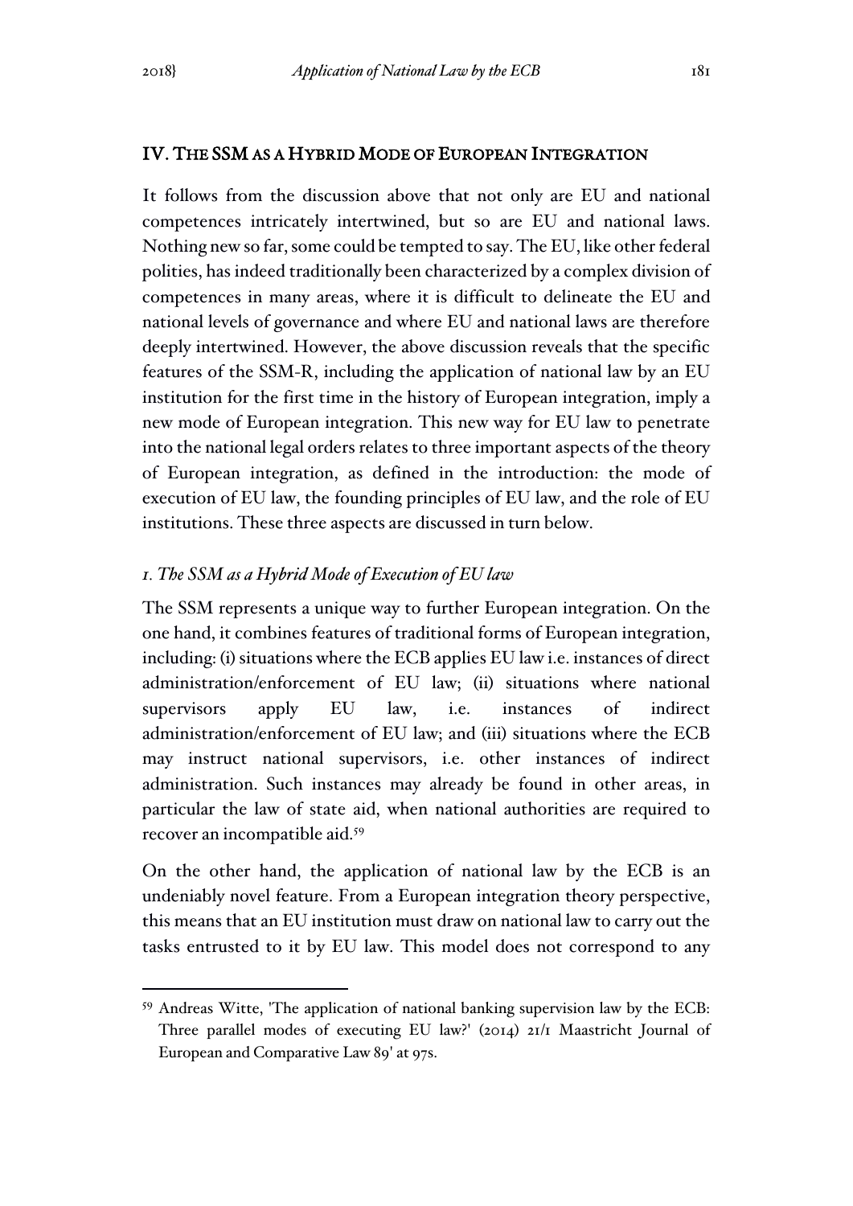## IV. The SSM as a Hybrid Mode of European Integration

It follows from the discussion above that not only are EU and national competences intricately intertwined, but so are EU and national laws. Nothing new so far, some could be tempted to say. The EU, like other federal polities, has indeed traditionally been characterized by a complex division of competences in many areas, where it is difficult to delineate the EU and national levels of governance and where EU and national laws are therefore deeply intertwined. However, the above discussion reveals that the specific features of the SSM-R, including the application of national law by an EU institution for the first time in the history of European integration, imply a new mode of European integration. This new way for EU law to penetrate into the national legal orders relates to three important aspects of the theory of European integration, as defined in the introduction: the mode of execution of EU law, the founding principles of EU law, and the role of EU institutions. These three aspects are discussed in turn below.

### *1. The SSM as a Hybrid Mode of Execution of EU law*

The SSM represents a unique way to further European integration. On the one hand, it combines features of traditional forms of European integration, including: (i) situations where the ECB applies EU law i.e. instances of direct administration/enforcement of EU law; (ii) situations where national supervisors apply EU law, i.e. instances of indirect administration/enforcement of EU law; and (iii) situations where the ECB may instruct national supervisors, i.e. other instances of indirect administration. Such instances may already be found in other areas, in particular the law of state aid, when national authorities are required to recover an incompatible aid.[59]

On the other hand, the application of national law by the ECB is an undeniably novel feature. From a European integration theory perspective, this means that an EU institution must draw on national law to carry out the tasks entrusted to it by EU law. This model does not correspond to any

[59] Andreas Witte, 'The application of national banking supervision law by the ECB: Three parallel modes of executing EU law?' (2014) 21/1 Maastricht Journal of European and Comparative Law 89' at 97s.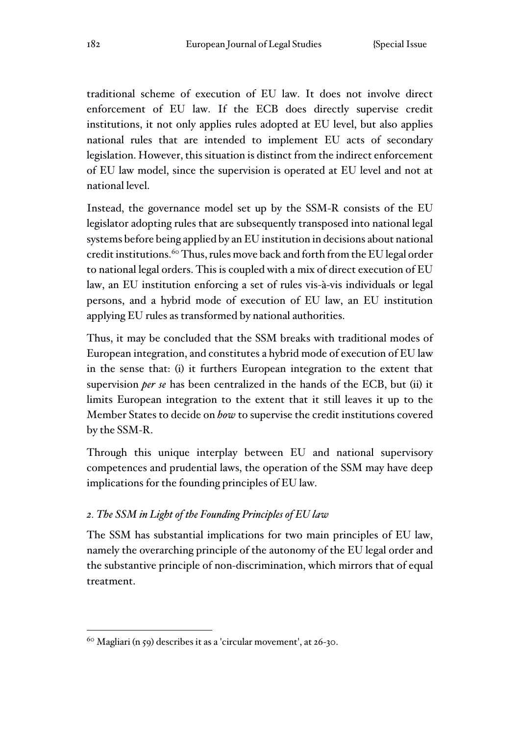traditional scheme of execution of EU law. It does not involve direct enforcement of EU law. If the ECB does directly supervise credit institutions, it not only applies rules adopted at EU level, but also applies national rules that are intended to implement EU acts of secondary legislation. However, this situation is distinct from the indirect enforcement of EU law model, since the supervision is operated at EU level and not at national level.

Instead, the governance model set up by the SSM-R consists of the EU legislator adopting rules that are subsequently transposed into national legal systems before being applied by an EU institution in decisions about national credit institutions.[60] Thus, rules move back and forth from the EU legal order to national legal orders. This is coupled with a mix of direct execution of EU law, an EU institution enforcing a set of rules vis-à-vis individuals or legal persons, and a hybrid mode of execution of EU law, an EU institution applying EU rules as transformed by national authorities.

Thus, it may be concluded that the SSM breaks with traditional modes of European integration, and constitutes a hybrid mode of execution of EU law in the sense that: (i) it furthers European integration to the extent that supervision *per se* has been centralized in the hands of the ECB, but (ii) it limits European integration to the extent that it still leaves it up to the Member States to decide on *how* to supervise the credit institutions covered by the SSM-R.

Through this unique interplay between EU and national supervisory competences and prudential laws, the operation of the SSM may have deep implications for the founding principles of EU law.

### *2. The SSM in Light of the Founding Principles of EU law*

The SSM has substantial implications for two main principles of EU law, namely the overarching principle of the autonomy of the EU legal order and the substantive principle of non-discrimination, which mirrors that of equal treatment.

---

[60] Magliari (n 59) describes it as a 'circular movement', at 26-30.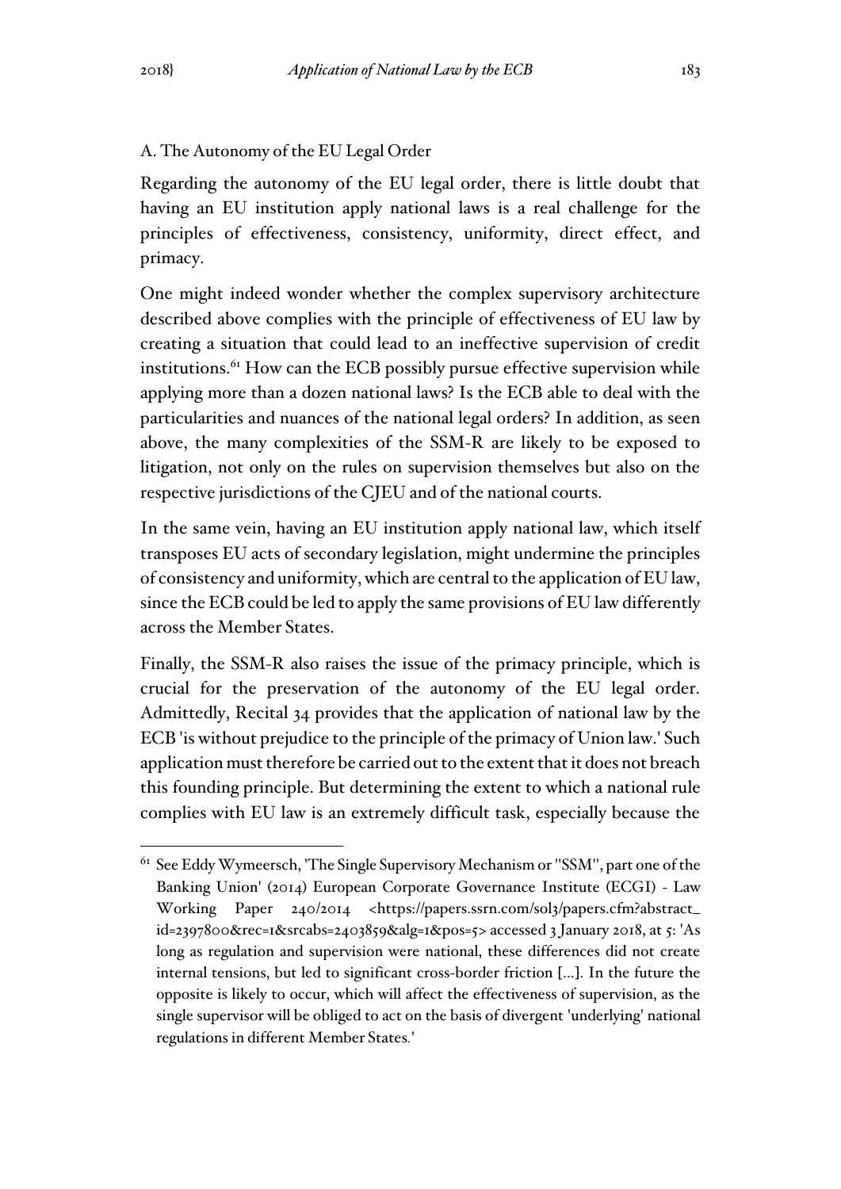### A. The Autonomy of the EU Legal Order

Regarding the autonomy of the EU legal order, there is little doubt that having an EU institution apply national laws is a real challenge for the principles of effectiveness, consistency, uniformity, direct effect, and primacy.

One might indeed wonder whether the complex supervisory architecture described above complies with the principle of effectiveness of EU law by creating a situation that could lead to an ineffective supervision of credit institutions.[61] How can the ECB possibly pursue effective supervision while applying more than a dozen national laws? Is the ECB able to deal with the particularities and nuances of the national legal orders? In addition, as seen above, the many complexities of the SSM-R are likely to be exposed to litigation, not only on the rules on supervision themselves but also on the respective jurisdictions of the CJEU and of the national courts.

In the same vein, having an EU institution apply national law, which itself transposes EU acts of secondary legislation, might undermine the principles of consistency and uniformity, which are central to the application of EU law, since the ECB could be led to apply the same provisions of EU law differently across the Member States.

Finally, the SSM-R also raises the issue of the primacy principle, which is crucial for the preservation of the autonomy of the EU legal order. Admittedly, Recital 34 provides that the application of national law by the ECB 'is without prejudice to the principle of the primacy of Union law.' Such application must therefore be carried out to the extent that it does not breach this founding principle. But determining the extent to which a national rule complies with EU law is an extremely difficult task, especially because the

---

[61] See Eddy Wymeersch, 'The Single Supervisory Mechanism or "SSM", part one of the Banking Union' (2014) European Corporate Governance Institute (ECGI) - Law Working Paper 240/2014 <https://papers.ssrn.com/sol3/papers.cfm?abstract_id=2397800&rec=1&srcabs=2403859&alg=1&pos=5> accessed 3 January 2018, at 5: 'As long as regulation and supervision were national, these differences did not create internal tensions, but led to significant cross-border friction [...]. In the future the opposite is likely to occur, which will affect the effectiveness of supervision, as the single supervisor will be obliged to act on the basis of divergent 'underlying' national regulations in different Member States.'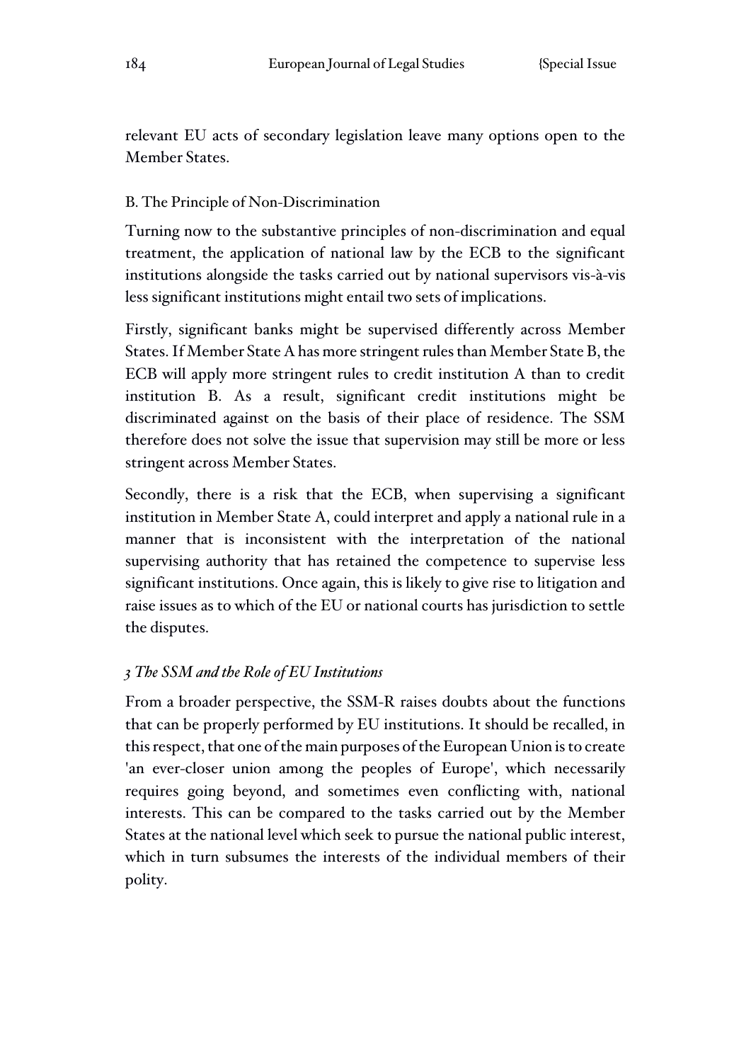relevant EU acts of secondary legislation leave many options open to the Member States.

### B. The Principle of Non-Discrimination

Turning now to the substantive principles of non-discrimination and equal treatment, the application of national law by the ECB to the significant institutions alongside the tasks carried out by national supervisors vis-à-vis less significant institutions might entail two sets of implications.

Firstly, significant banks might be supervised differently across Member States. If Member State A has more stringent rules than Member State B, the ECB will apply more stringent rules to credit institution A than to credit institution B. As a result, significant credit institutions might be discriminated against on the basis of their place of residence. The SSM therefore does not solve the issue that supervision may still be more or less stringent across Member States.

Secondly, there is a risk that the ECB, when supervising a significant institution in Member State A, could interpret and apply a national rule in a manner that is inconsistent with the interpretation of the national supervising authority that has retained the competence to supervise less significant institutions. Once again, this is likely to give rise to litigation and raise issues as to which of the EU or national courts has jurisdiction to settle the disputes.

## *3 The SSM and the Role of EU Institutions*

From a broader perspective, the SSM-R raises doubts about the functions that can be properly performed by EU institutions. It should be recalled, in this respect, that one of the main purposes of the European Union is to create 'an ever-closer union among the peoples of Europe', which necessarily requires going beyond, and sometimes even conflicting with, national interests. This can be compared to the tasks carried out by the Member States at the national level which seek to pursue the national public interest, which in turn subsumes the interests of the individual members of their polity.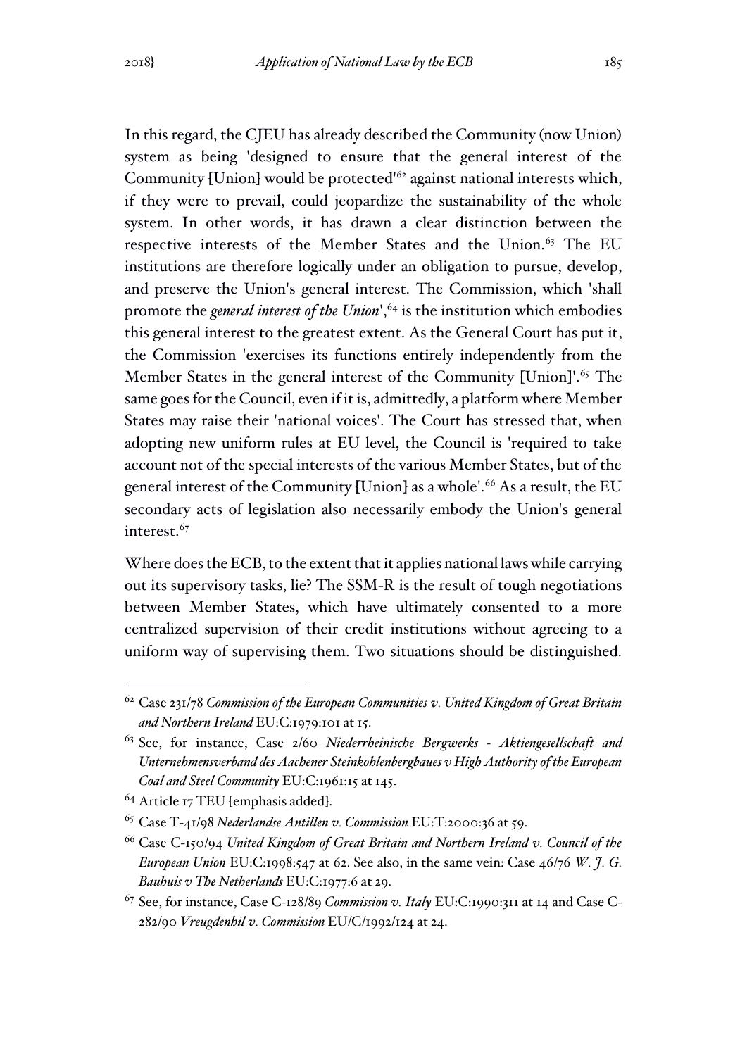In this regard, the CJEU has already described the Community (now Union) system as being 'designed to ensure that the general interest of the Community [Union] would be protected'[62] against national interests which, if they were to prevail, could jeopardize the sustainability of the whole system. In other words, it has drawn a clear distinction between the respective interests of the Member States and the Union.[63] The EU institutions are therefore logically under an obligation to pursue, develop, and preserve the Union's general interest. The Commission, which 'shall promote the *general interest of the Union*',[64] is the institution which embodies this general interest to the greatest extent. As the General Court has put it, the Commission 'exercises its functions entirely independently from the Member States in the general interest of the Community [Union]'.[65] The same goes for the Council, even if it is, admittedly, a platform where Member States may raise their 'national voices'. The Court has stressed that, when adopting new uniform rules at EU level, the Council is 'required to take account not of the special interests of the various Member States, but of the general interest of the Community [Union] as a whole'.[66] As a result, the EU secondary acts of legislation also necessarily embody the Union's general interest.[67]

Where does the ECB, to the extent that it applies national laws while carrying out its supervisory tasks, lie? The SSM-R is the result of tough negotiations between Member States, which have ultimately consented to a more centralized supervision of their credit institutions without agreeing to a uniform way of supervising them. Two situations should be distinguished.

---

[62] Case 231/78 *Commission of the European Communities v. United Kingdom of Great Britain and Northern Ireland* EU:C:1979:101 at 15.

[63] See, for instance, Case 2/60 *Niederrheinische Bergwerks - Aktiengesellschaft and Unternehmensverband des Aachener Steinkohlenbergbaues v High Authority of the European Coal and Steel Community* EU:C:1961:15 at 145.

[64] Article 17 TEU [emphasis added].

[65] Case T-41/98 *Nederlandse Antillen v. Commission* EU:T:2000:36 at 59.

[66] Case C-150/94 *United Kingdom of Great Britain and Northern Ireland v. Council of the European Union* EU:C:1998:547 at 62. See also, in the same vein: Case 46/76 *W. J. G. Bauhuis v The Netherlands* EU:C:1977:6 at 29.

[67] See, for instance, Case C-128/89 *Commission v. Italy* EU:C:1990:311 at 14 and Case C-282/90 *Vreugdenhil v. Commission* EU/C/1992/124 at 24.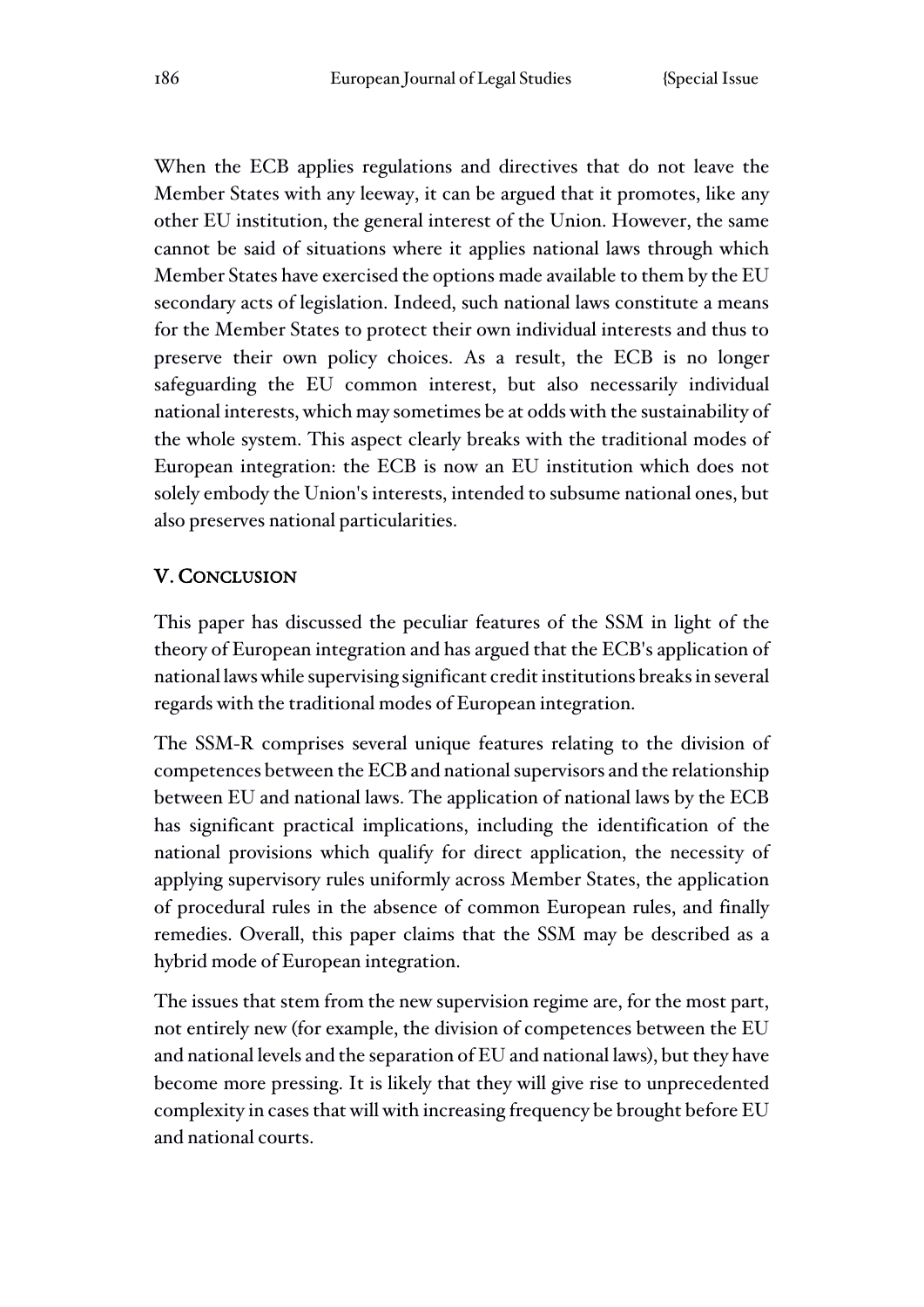When the ECB applies regulations and directives that do not leave the Member States with any leeway, it can be argued that it promotes, like any other EU institution, the general interest of the Union. However, the same cannot be said of situations where it applies national laws through which Member States have exercised the options made available to them by the EU secondary acts of legislation. Indeed, such national laws constitute a means for the Member States to protect their own individual interests and thus to preserve their own policy choices. As a result, the ECB is no longer safeguarding the EU common interest, but also necessarily individual national interests, which may sometimes be at odds with the sustainability of the whole system. This aspect clearly breaks with the traditional modes of European integration: the ECB is now an EU institution which does not solely embody the Union's interests, intended to subsume national ones, but also preserves national particularities.

## V. Conclusion

This paper has discussed the peculiar features of the SSM in light of the theory of European integration and has argued that the ECB's application of national laws while supervising significant credit institutions breaks in several regards with the traditional modes of European integration.

The SSM-R comprises several unique features relating to the division of competences between the ECB and national supervisors and the relationship between EU and national laws. The application of national laws by the ECB has significant practical implications, including the identification of the national provisions which qualify for direct application, the necessity of applying supervisory rules uniformly across Member States, the application of procedural rules in the absence of common European rules, and finally remedies. Overall, this paper claims that the SSM may be described as a hybrid mode of European integration.

The issues that stem from the new supervision regime are, for the most part, not entirely new (for example, the division of competences between the EU and national levels and the separation of EU and national laws), but they have become more pressing. It is likely that they will give rise to unprecedented complexity in cases that will with increasing frequency be brought before EU and national courts.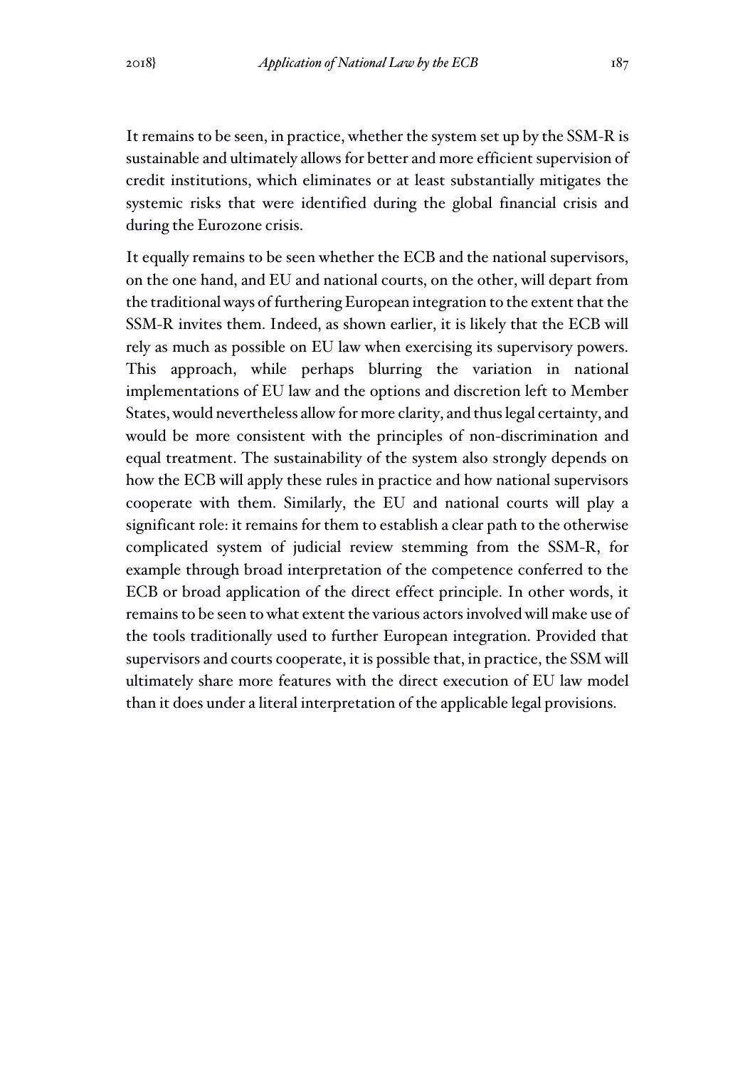It remains to be seen, in practice, whether the system set up by the SSM-R is sustainable and ultimately allows for better and more efficient supervision of credit institutions, which eliminates or at least substantially mitigates the systemic risks that were identified during the global financial crisis and during the Eurozone crisis.

It equally remains to be seen whether the ECB and the national supervisors, on the one hand, and EU and national courts, on the other, will depart from the traditional ways of furthering European integration to the extent that the SSM-R invites them. Indeed, as shown earlier, it is likely that the ECB will rely as much as possible on EU law when exercising its supervisory powers. This approach, while perhaps blurring the variation in national implementations of EU law and the options and discretion left to Member States, would nevertheless allow for more clarity, and thus legal certainty, and would be more consistent with the principles of non-discrimination and equal treatment. The sustainability of the system also strongly depends on how the ECB will apply these rules in practice and how national supervisors cooperate with them. Similarly, the EU and national courts will play a significant role: it remains for them to establish a clear path to the otherwise complicated system of judicial review stemming from the SSM-R, for example through broad interpretation of the competence conferred to the ECB or broad application of the direct effect principle. In other words, it remains to be seen to what extent the various actors involved will make use of the tools traditionally used to further European integration. Provided that supervisors and courts cooperate, it is possible that, in practice, the SSM will ultimately share more features with the direct execution of EU law model than it does under a literal interpretation of the applicable legal provisions.